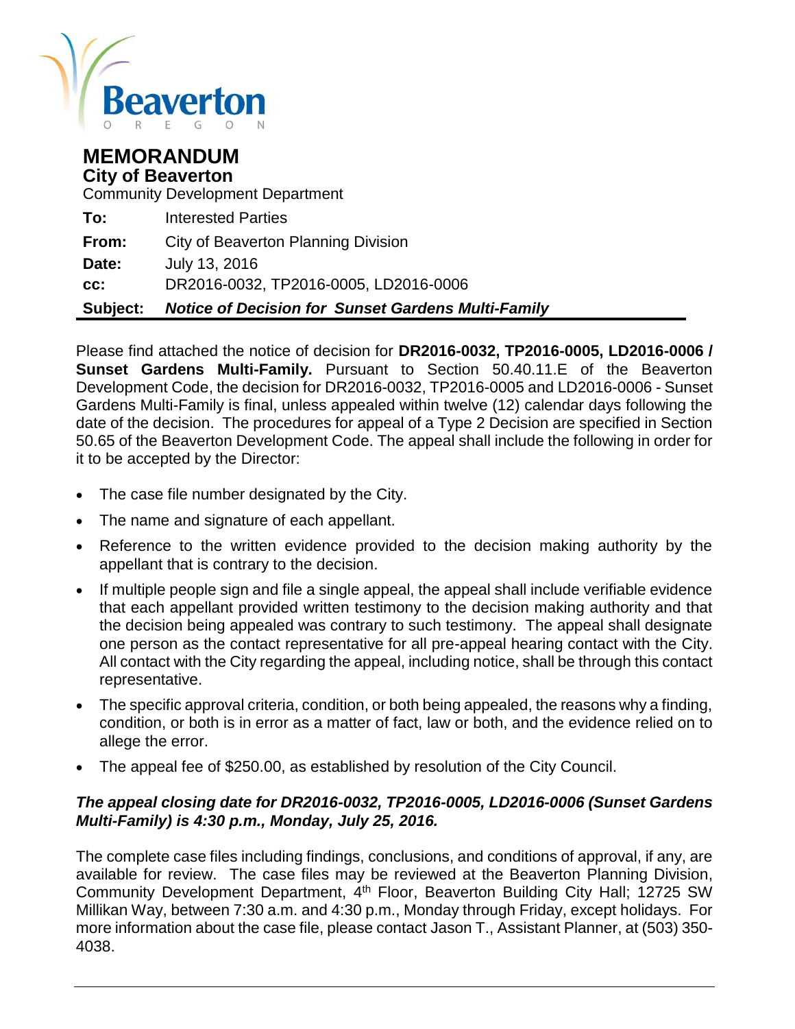Beaverton
OREGON

# MEMORANDUM

## City of Beaverton

Community Development Department

**To:** Interested Parties

**From:** City of Beaverton Planning Division

**Date:** July 13, 2016

**cc:** DR2016-0032, TP2016-0005, LD2016-0006

**Subject:** ***Notice of Decision for Sunset Gardens Multi-Family***

Please find attached the notice of decision for **DR2016-0032, TP2016-0005, LD2016-0006 / Sunset Gardens Multi-Family.** Pursuant to Section 50.40.11.E of the Beaverton Development Code, the decision for DR2016-0032, TP2016-0005 and LD2016-0006 - Sunset Gardens Multi-Family is final, unless appealed within twelve (12) calendar days following the date of the decision. The procedures for appeal of a Type 2 Decision are specified in Section 50.65 of the Beaverton Development Code. The appeal shall include the following in order for it to be accepted by the Director:

- The case file number designated by the City.
- The name and signature of each appellant.
- Reference to the written evidence provided to the decision making authority by the appellant that is contrary to the decision.
- If multiple people sign and file a single appeal, the appeal shall include verifiable evidence that each appellant provided written testimony to the decision making authority and that the decision being appealed was contrary to such testimony. The appeal shall designate one person as the contact representative for all pre-appeal hearing contact with the City. All contact with the City regarding the appeal, including notice, shall be through this contact representative.
- The specific approval criteria, condition, or both being appealed, the reasons why a finding, condition, or both is in error as a matter of fact, law or both, and the evidence relied on to allege the error.
- The appeal fee of $250.00, as established by resolution of the City Council.

***The appeal closing date for DR2016-0032, TP2016-0005, LD2016-0006 (Sunset Gardens Multi-Family) is 4:30 p.m., Monday, July 25, 2016.***

The complete case files including findings, conclusions, and conditions of approval, if any, are available for review. The case files may be reviewed at the Beaverton Planning Division, Community Development Department, 4th Floor, Beaverton Building City Hall; 12725 SW Millikan Way, between 7:30 a.m. and 4:30 p.m., Monday through Friday, except holidays. For more information about the case file, please contact Jason T., Assistant Planner, at (503) 350-4038.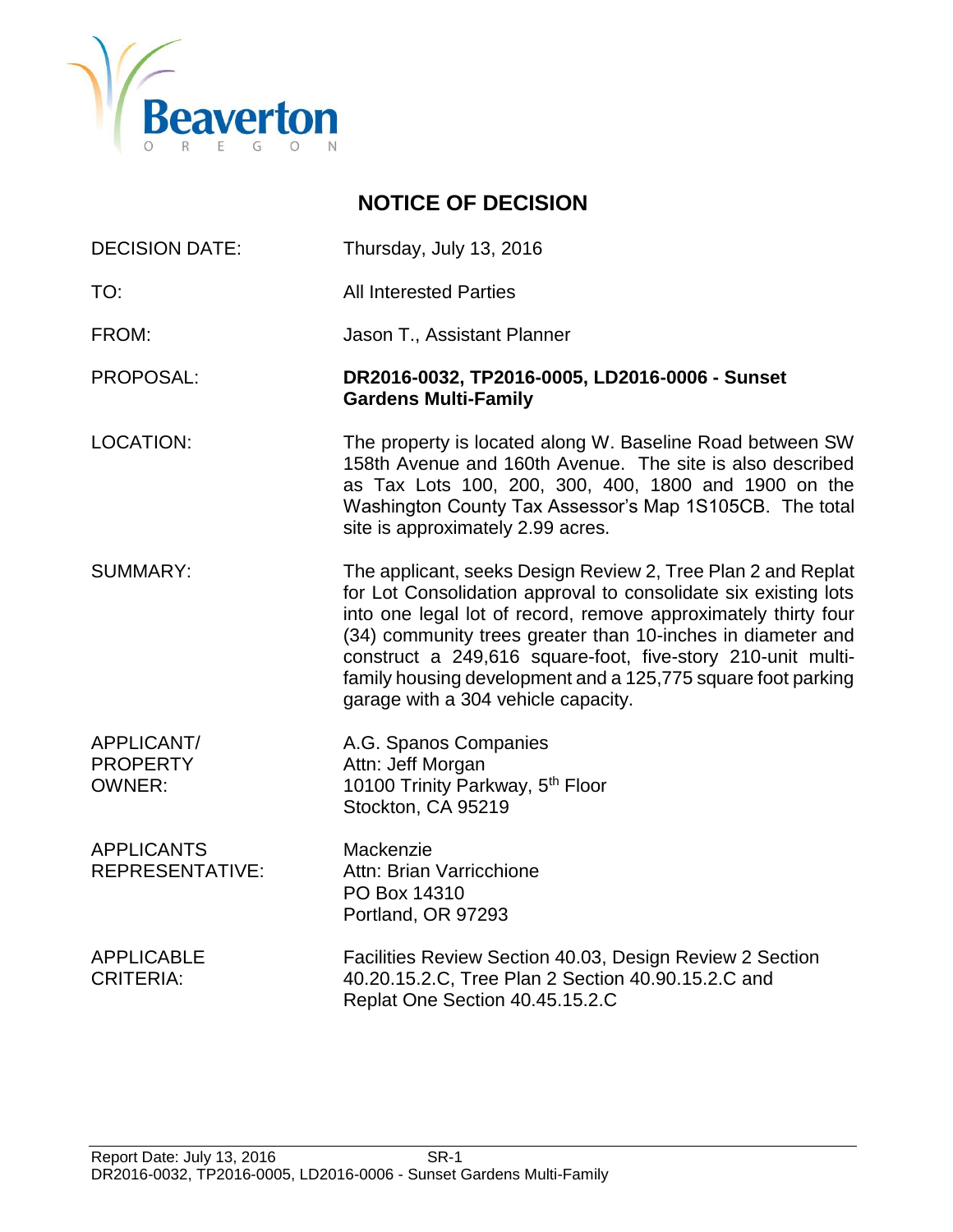# NOTICE OF DECISION

| | |
|---|---|
| DECISION DATE: | Thursday, July 13, 2016 |
| TO: | All Interested Parties |
| FROM: | Jason T., Assistant Planner |
| PROPOSAL: | **DR2016-0032, TP2016-0005, LD2016-0006 - Sunset Gardens Multi-Family** |
| LOCATION: | The property is located along W. Baseline Road between SW 158th Avenue and 160th Avenue. The site is also described as Tax Lots 100, 200, 300, 400, 1800 and 1900 on the Washington County Tax Assessor's Map 1S105CB. The total site is approximately 2.99 acres. |
| SUMMARY: | The applicant, seeks Design Review 2, Tree Plan 2 and Replat for Lot Consolidation approval to consolidate six existing lots into one legal lot of record, remove approximately thirty four (34) community trees greater than 10-inches in diameter and construct a 249,616 square-foot, five-story 210-unit multi-family housing development and a 125,775 square foot parking garage with a 304 vehicle capacity. |
| APPLICANT/ PROPERTY OWNER: | A.G. Spanos Companies<br>Attn: Jeff Morgan<br>10100 Trinity Parkway, 5th Floor<br>Stockton, CA 95219 |
| APPLICANTS REPRESENTATIVE: | Mackenzie<br>Attn: Brian Varricchione<br>PO Box 14310<br>Portland, OR 97293 |
| APPLICABLE CRITERIA: | Facilities Review Section 40.03, Design Review 2 Section 40.20.15.2.C, Tree Plan 2 Section 40.90.15.2.C and Replat One Section 40.45.15.2.C |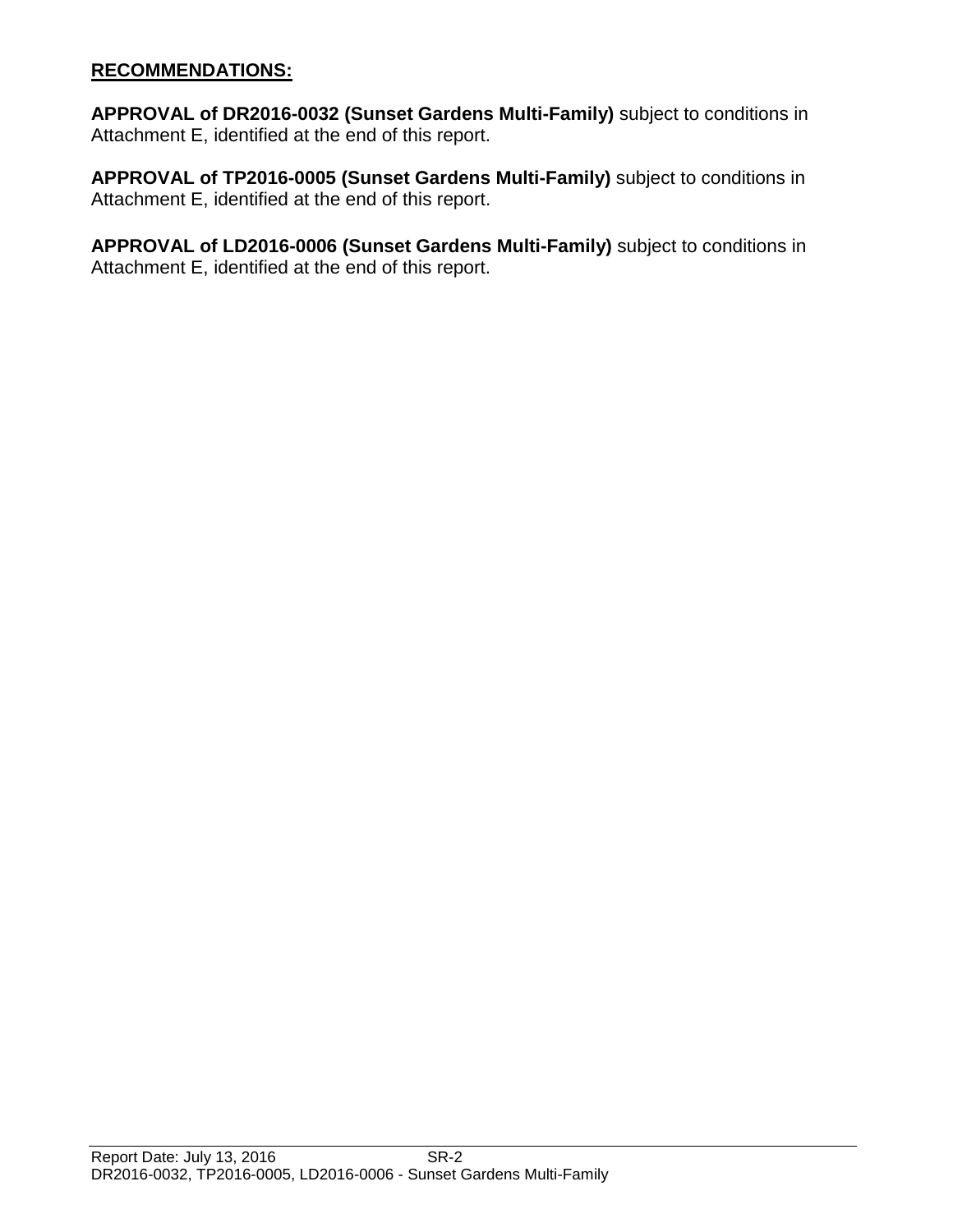## RECOMMENDATIONS:

**APPROVAL of DR2016-0032 (Sunset Gardens Multi-Family)** subject to conditions in Attachment E, identified at the end of this report.

**APPROVAL of TP2016-0005 (Sunset Gardens Multi-Family)** subject to conditions in Attachment E, identified at the end of this report.

**APPROVAL of LD2016-0006 (Sunset Gardens Multi-Family)** subject to conditions in Attachment E, identified at the end of this report.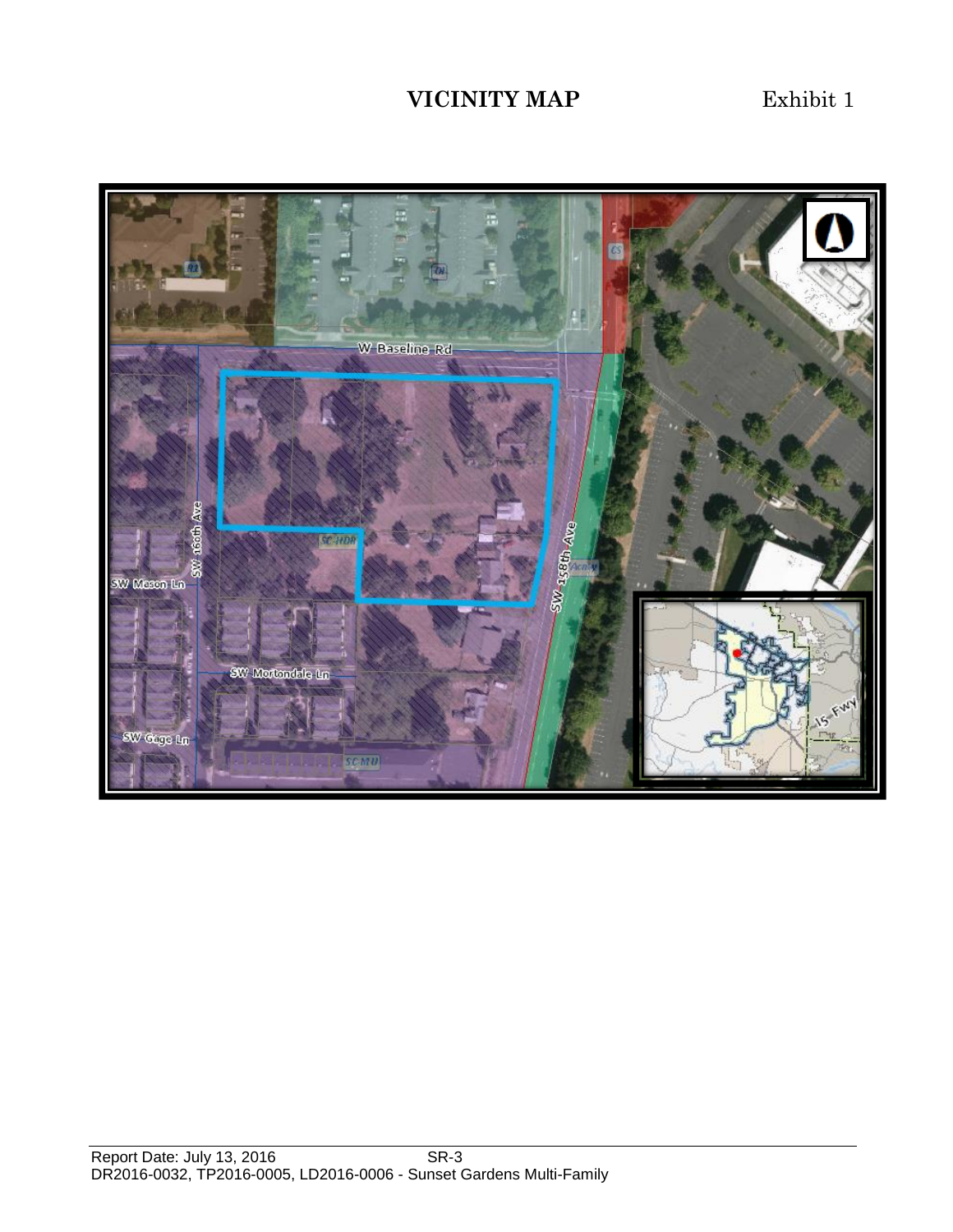# VICINITY MAP

Exhibit 1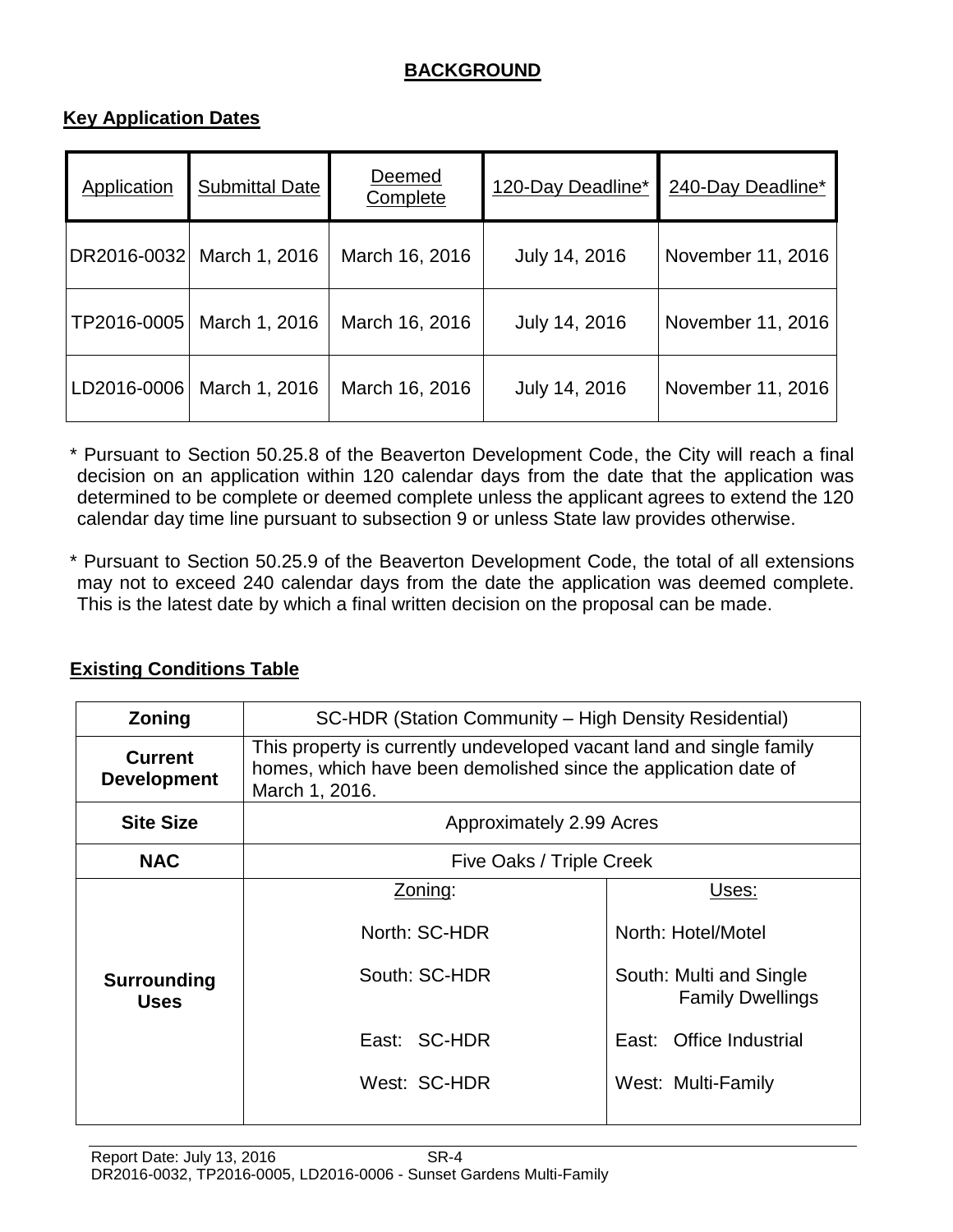# BACKGROUND

## Key Application Dates

| Application | Submittal Date | Deemed Complete | 120-Day Deadline* | 240-Day Deadline* |
|---|---|---|---|---|
| DR2016-0032 | March 1, 2016 | March 16, 2016 | July 14, 2016 | November 11, 2016 |
| TP2016-0005 | March 1, 2016 | March 16, 2016 | July 14, 2016 | November 11, 2016 |
| LD2016-0006 | March 1, 2016 | March 16, 2016 | July 14, 2016 | November 11, 2016 |

* Pursuant to Section 50.25.8 of the Beaverton Development Code, the City will reach a final decision on an application within 120 calendar days from the date that the application was determined to be complete or deemed complete unless the applicant agrees to extend the 120 calendar day time line pursuant to subsection 9 or unless State law provides otherwise.

* Pursuant to Section 50.25.9 of the Beaverton Development Code, the total of all extensions may not to exceed 240 calendar days from the date the application was deemed complete. This is the latest date by which a final written decision on the proposal can be made.

## Existing Conditions Table

| | | |
|---|---|---|
| **Zoning** | SC-HDR (Station Community – High Density Residential) | |
| **Current Development** | This property is currently undeveloped vacant land and single family homes, which have been demolished since the application date of March 1, 2016. | |
| **Site Size** | Approximately 2.99 Acres | |
| **NAC** | Five Oaks / Triple Creek | |
| **Surrounding Uses** | Zoning: | Uses: |
| | North: SC-HDR | North: Hotel/Motel |
| | South: SC-HDR | South: Multi and Single Family Dwellings |
| | East: SC-HDR | East: Office Industrial |
| | West: SC-HDR | West: Multi-Family |

Report Date: July 13, 2016 SR-4
DR2016-0032, TP2016-0005, LD2016-0006 - Sunset Gardens Multi-Family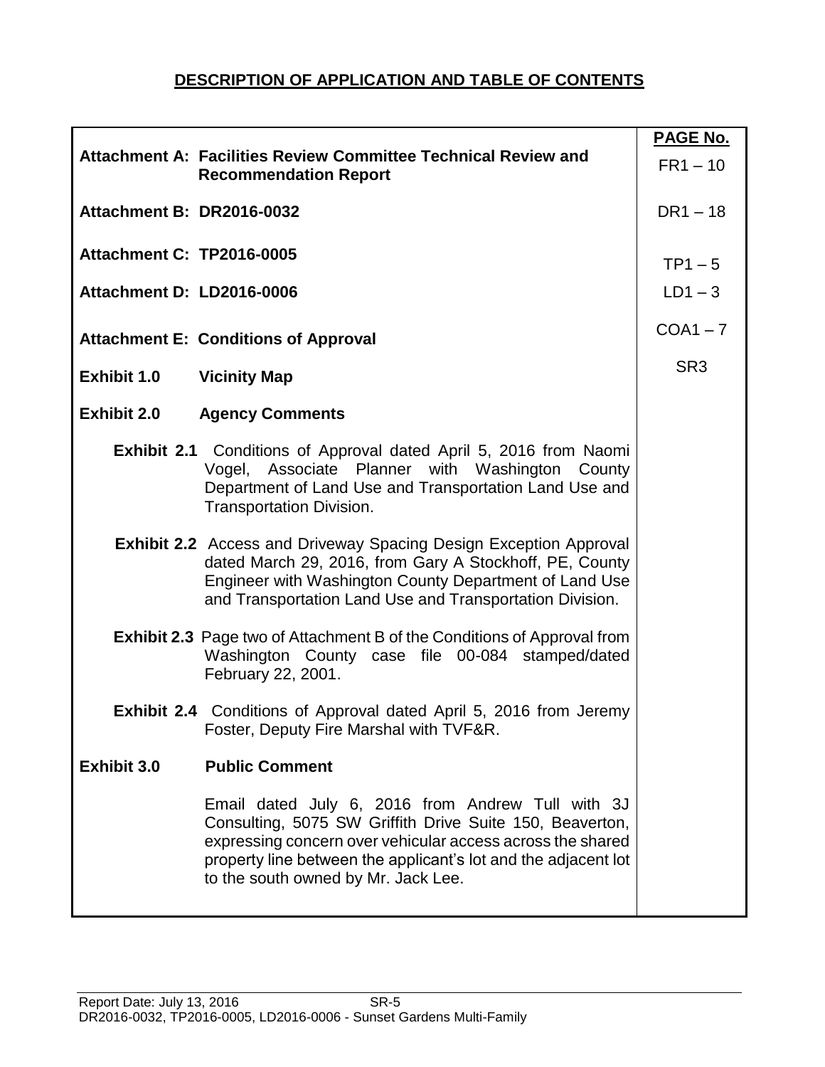# DESCRIPTION OF APPLICATION AND TABLE OF CONTENTS

| | PAGE No. |
|---|---|
| **Attachment A: Facilities Review Committee Technical Review and Recommendation Report** | FR1 – 10 |
| **Attachment B: DR2016-0032** | DR1 – 18 |
| **Attachment C: TP2016-0005** | TP1 – 5 |
| **Attachment D: LD2016-0006** | LD1 – 3 |
| **Attachment E: Conditions of Approval** | COA1 – 7 |
| **Exhibit 1.0 Vicinity Map** | SR3 |
| **Exhibit 2.0 Agency Comments** | |
| **Exhibit 2.1** Conditions of Approval dated April 5, 2016 from Naomi Vogel, Associate Planner with Washington County Department of Land Use and Transportation Land Use and Transportation Division. | |
| **Exhibit 2.2** Access and Driveway Spacing Design Exception Approval dated March 29, 2016, from Gary A Stockhoff, PE, County Engineer with Washington County Department of Land Use and Transportation Land Use and Transportation Division. | |
| **Exhibit 2.3** Page two of Attachment B of the Conditions of Approval from Washington County case file 00-084 stamped/dated February 22, 2001. | |
| **Exhibit 2.4** Conditions of Approval dated April 5, 2016 from Jeremy Foster, Deputy Fire Marshal with TVF&R. | |
| **Exhibit 3.0 Public Comment** | |
| Email dated July 6, 2016 from Andrew Tull with 3J Consulting, 5075 SW Griffith Drive Suite 150, Beaverton, expressing concern over vehicular access across the shared property line between the applicant's lot and the adjacent lot to the south owned by Mr. Jack Lee. | |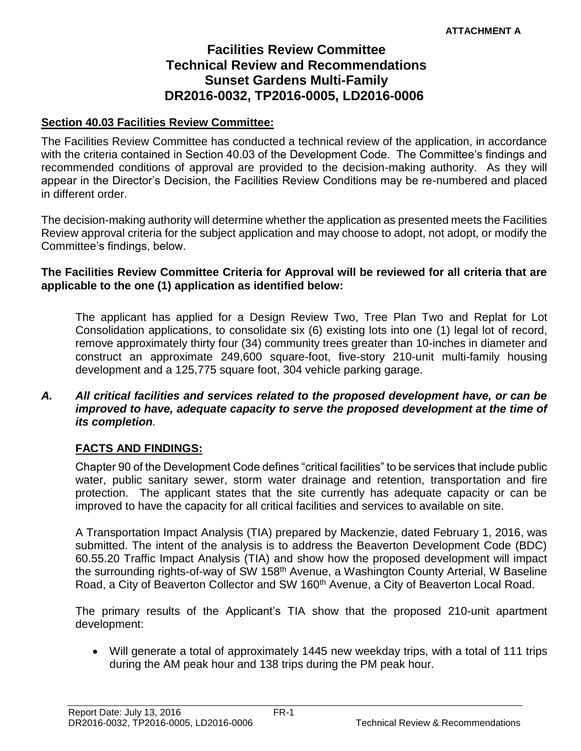**ATTACHMENT A**

# Facilities Review Committee Technical Review and Recommendations Sunset Gardens Multi-Family DR2016-0032, TP2016-0005, LD2016-0006

**Section 40.03 Facilities Review Committee:**

The Facilities Review Committee has conducted a technical review of the application, in accordance with the criteria contained in Section 40.03 of the Development Code. The Committee's findings and recommended conditions of approval are provided to the decision-making authority. As they will appear in the Director's Decision, the Facilities Review Conditions may be re-numbered and placed in different order.

The decision-making authority will determine whether the application as presented meets the Facilities Review approval criteria for the subject application and may choose to adopt, not adopt, or modify the Committee's findings, below.

**The Facilities Review Committee Criteria for Approval will be reviewed for all criteria that are applicable to the one (1) application as identified below:**

The applicant has applied for a Design Review Two, Tree Plan Two and Replat for Lot Consolidation applications, to consolidate six (6) existing lots into one (1) legal lot of record, remove approximately thirty four (34) community trees greater than 10-inches in diameter and construct an approximate 249,600 square-foot, five-story 210-unit multi-family housing development and a 125,775 square foot, 304 vehicle parking garage.

***A. All critical facilities and services related to the proposed development have, or can be improved to have, adequate capacity to serve the proposed development at the time of its completion.***

**FACTS AND FINDINGS:**

Chapter 90 of the Development Code defines "critical facilities" to be services that include public water, public sanitary sewer, storm water drainage and retention, transportation and fire protection. The applicant states that the site currently has adequate capacity or can be improved to have the capacity for all critical facilities and services to available on site.

A Transportation Impact Analysis (TIA) prepared by Mackenzie, dated February 1, 2016, was submitted. The intent of the analysis is to address the Beaverton Development Code (BDC) 60.55.20 Traffic Impact Analysis (TIA) and show how the proposed development will impact the surrounding rights-of-way of SW 158th Avenue, a Washington County Arterial, W Baseline Road, a City of Beaverton Collector and SW 160th Avenue, a City of Beaverton Local Road.

The primary results of the Applicant's TIA show that the proposed 210-unit apartment development:

- Will generate a total of approximately 1445 new weekday trips, with a total of 111 trips during the AM peak hour and 138 trips during the PM peak hour.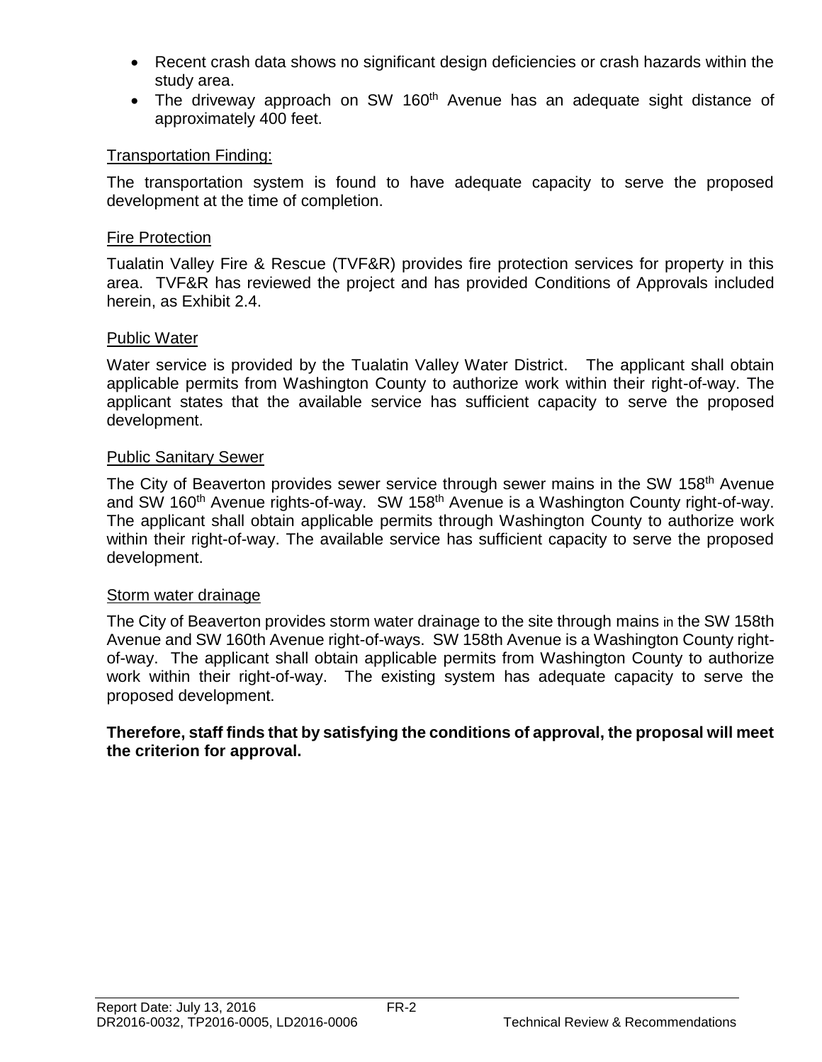- Recent crash data shows no significant design deficiencies or crash hazards within the study area.
- The driveway approach on SW 160th Avenue has an adequate sight distance of approximately 400 feet.

Transportation Finding:

The transportation system is found to have adequate capacity to serve the proposed development at the time of completion.

Fire Protection

Tualatin Valley Fire & Rescue (TVF&R) provides fire protection services for property in this area. TVF&R has reviewed the project and has provided Conditions of Approvals included herein, as Exhibit 2.4.

Public Water

Water service is provided by the Tualatin Valley Water District. The applicant shall obtain applicable permits from Washington County to authorize work within their right-of-way. The applicant states that the available service has sufficient capacity to serve the proposed development.

Public Sanitary Sewer

The City of Beaverton provides sewer service through sewer mains in the SW 158th Avenue and SW 160th Avenue rights-of-way. SW 158th Avenue is a Washington County right-of-way. The applicant shall obtain applicable permits through Washington County to authorize work within their right-of-way. The available service has sufficient capacity to serve the proposed development.

Storm water drainage

The City of Beaverton provides storm water drainage to the site through mains in the SW 158th Avenue and SW 160th Avenue right-of-ways. SW 158th Avenue is a Washington County right-of-way. The applicant shall obtain applicable permits from Washington County to authorize work within their right-of-way. The existing system has adequate capacity to serve the proposed development.

**Therefore, staff finds that by satisfying the conditions of approval, the proposal will meet the criterion for approval.**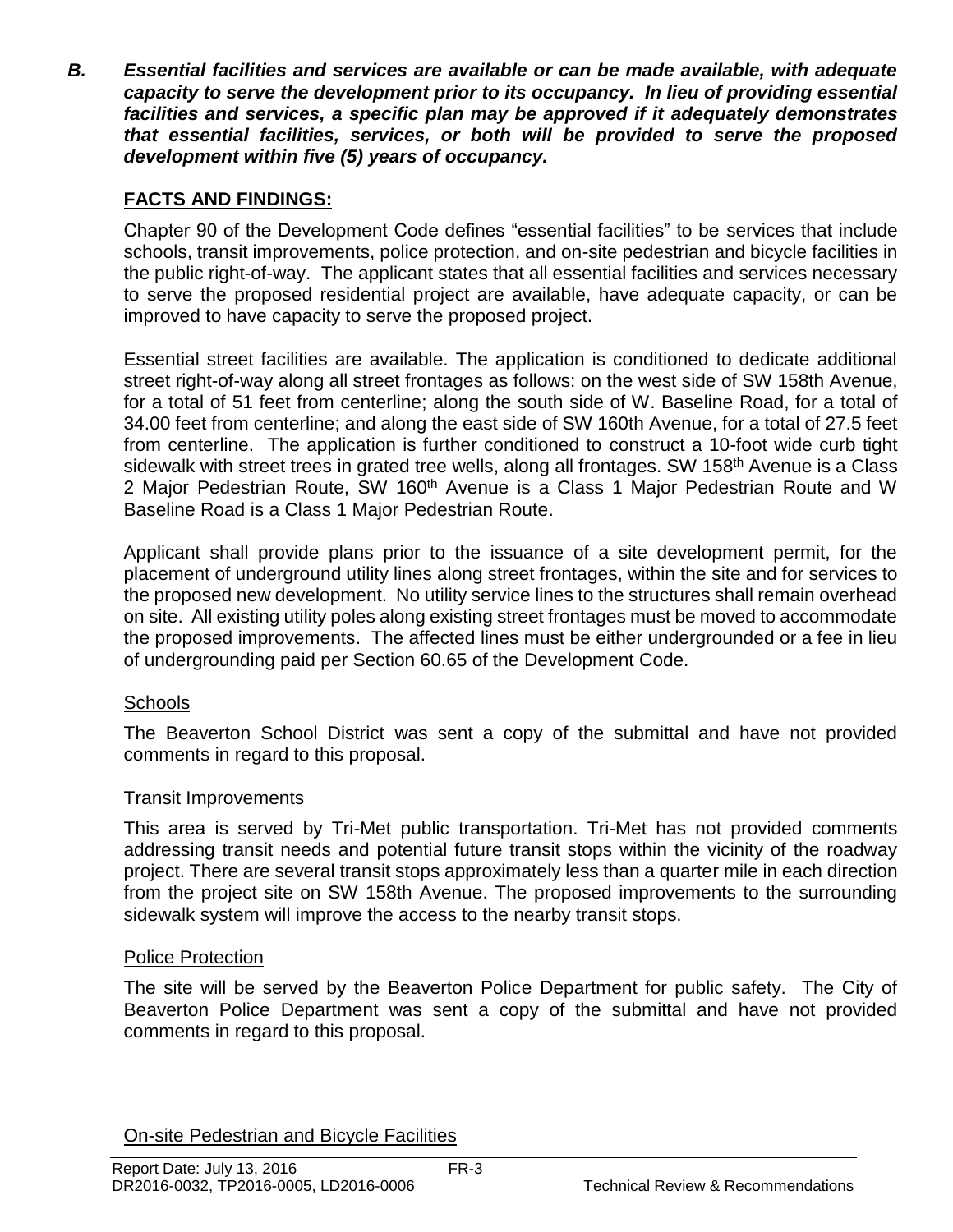***B. Essential facilities and services are available or can be made available, with adequate capacity to serve the development prior to its occupancy. In lieu of providing essential facilities and services, a specific plan may be approved if it adequately demonstrates that essential facilities, services, or both will be provided to serve the proposed development within five (5) years of occupancy.***

**FACTS AND FINDINGS:**

Chapter 90 of the Development Code defines "essential facilities" to be services that include schools, transit improvements, police protection, and on-site pedestrian and bicycle facilities in the public right-of-way. The applicant states that all essential facilities and services necessary to serve the proposed residential project are available, have adequate capacity, or can be improved to have capacity to serve the proposed project.

Essential street facilities are available. The application is conditioned to dedicate additional street right-of-way along all street frontages as follows: on the west side of SW 158th Avenue, for a total of 51 feet from centerline; along the south side of W. Baseline Road, for a total of 34.00 feet from centerline; and along the east side of SW 160th Avenue, for a total of 27.5 feet from centerline. The application is further conditioned to construct a 10-foot wide curb tight sidewalk with street trees in grated tree wells, along all frontages. SW 158th Avenue is a Class 2 Major Pedestrian Route, SW 160th Avenue is a Class 1 Major Pedestrian Route and W Baseline Road is a Class 1 Major Pedestrian Route.

Applicant shall provide plans prior to the issuance of a site development permit, for the placement of underground utility lines along street frontages, within the site and for services to the proposed new development. No utility service lines to the structures shall remain overhead on site. All existing utility poles along existing street frontages must be moved to accommodate the proposed improvements. The affected lines must be either undergrounded or a fee in lieu of undergrounding paid per Section 60.65 of the Development Code.

Schools

The Beaverton School District was sent a copy of the submittal and have not provided comments in regard to this proposal.

Transit Improvements

This area is served by Tri-Met public transportation. Tri-Met has not provided comments addressing transit needs and potential future transit stops within the vicinity of the roadway project. There are several transit stops approximately less than a quarter mile in each direction from the project site on SW 158th Avenue. The proposed improvements to the surrounding sidewalk system will improve the access to the nearby transit stops.

Police Protection

The site will be served by the Beaverton Police Department for public safety. The City of Beaverton Police Department was sent a copy of the submittal and have not provided comments in regard to this proposal.

On-site Pedestrian and Bicycle Facilities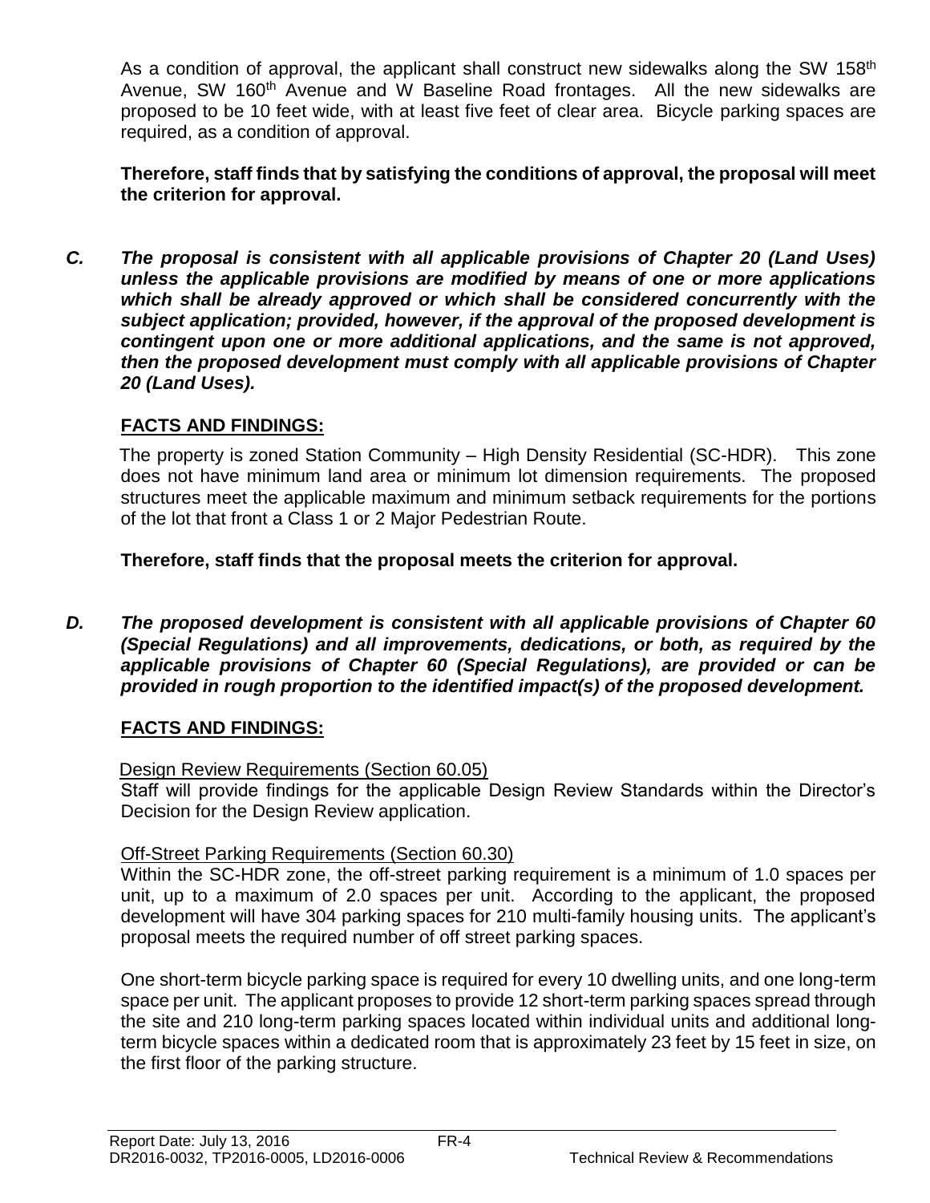As a condition of approval, the applicant shall construct new sidewalks along the SW 158th Avenue, SW 160th Avenue and W Baseline Road frontages. All the new sidewalks are proposed to be 10 feet wide, with at least five feet of clear area. Bicycle parking spaces are required, as a condition of approval.

**Therefore, staff finds that by satisfying the conditions of approval, the proposal will meet the criterion for approval.**

***C. The proposal is consistent with all applicable provisions of Chapter 20 (Land Uses) unless the applicable provisions are modified by means of one or more applications which shall be already approved or which shall be considered concurrently with the subject application; provided, however, if the approval of the proposed development is contingent upon one or more additional applications, and the same is not approved, then the proposed development must comply with all applicable provisions of Chapter 20 (Land Uses).***

**FACTS AND FINDINGS:**

The property is zoned Station Community – High Density Residential (SC-HDR). This zone does not have minimum land area or minimum lot dimension requirements. The proposed structures meet the applicable maximum and minimum setback requirements for the portions of the lot that front a Class 1 or 2 Major Pedestrian Route.

**Therefore, staff finds that the proposal meets the criterion for approval.**

***D. The proposed development is consistent with all applicable provisions of Chapter 60 (Special Regulations) and all improvements, dedications, or both, as required by the applicable provisions of Chapter 60 (Special Regulations), are provided or can be provided in rough proportion to the identified impact(s) of the proposed development.***

**FACTS AND FINDINGS:**

Design Review Requirements (Section 60.05)

Staff will provide findings for the applicable Design Review Standards within the Director's Decision for the Design Review application.

Off-Street Parking Requirements (Section 60.30)

Within the SC-HDR zone, the off-street parking requirement is a minimum of 1.0 spaces per unit, up to a maximum of 2.0 spaces per unit. According to the applicant, the proposed development will have 304 parking spaces for 210 multi-family housing units. The applicant's proposal meets the required number of off street parking spaces.

One short-term bicycle parking space is required for every 10 dwelling units, and one long-term space per unit. The applicant proposes to provide 12 short-term parking spaces spread through the site and 210 long-term parking spaces located within individual units and additional long-term bicycle spaces within a dedicated room that is approximately 23 feet by 15 feet in size, on the first floor of the parking structure.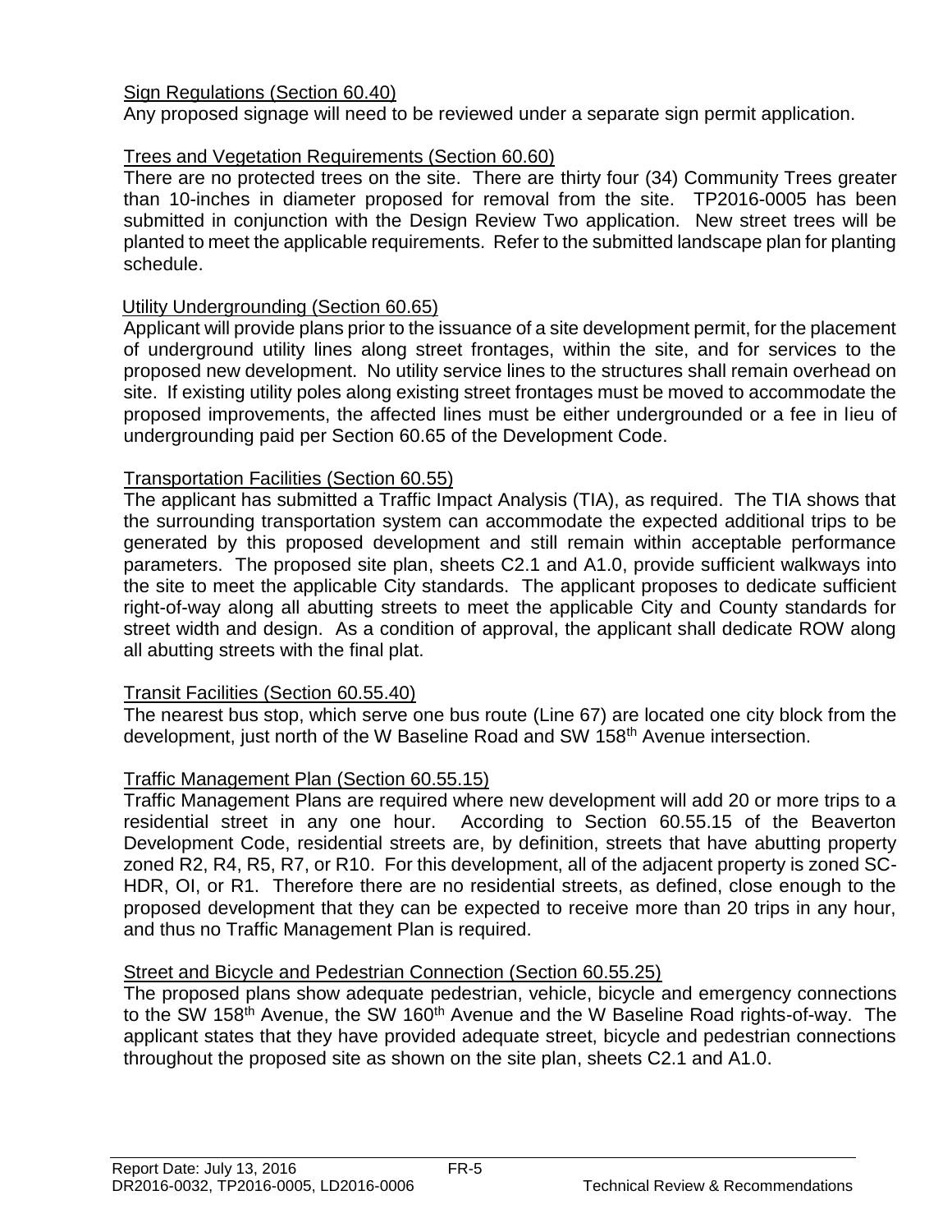Sign Regulations (Section 60.40)

Any proposed signage will need to be reviewed under a separate sign permit application.

Trees and Vegetation Requirements (Section 60.60)

There are no protected trees on the site. There are thirty four (34) Community Trees greater than 10-inches in diameter proposed for removal from the site. TP2016-0005 has been submitted in conjunction with the Design Review Two application. New street trees will be planted to meet the applicable requirements. Refer to the submitted landscape plan for planting schedule.

Utility Undergrounding (Section 60.65)

Applicant will provide plans prior to the issuance of a site development permit, for the placement of underground utility lines along street frontages, within the site, and for services to the proposed new development. No utility service lines to the structures shall remain overhead on site. If existing utility poles along existing street frontages must be moved to accommodate the proposed improvements, the affected lines must be either undergrounded or a fee in lieu of undergrounding paid per Section 60.65 of the Development Code.

Transportation Facilities (Section 60.55)

The applicant has submitted a Traffic Impact Analysis (TIA), as required. The TIA shows that the surrounding transportation system can accommodate the expected additional trips to be generated by this proposed development and still remain within acceptable performance parameters. The proposed site plan, sheets C2.1 and A1.0, provide sufficient walkways into the site to meet the applicable City standards. The applicant proposes to dedicate sufficient right-of-way along all abutting streets to meet the applicable City and County standards for street width and design. As a condition of approval, the applicant shall dedicate ROW along all abutting streets with the final plat.

Transit Facilities (Section 60.55.40)

The nearest bus stop, which serve one bus route (Line 67) are located one city block from the development, just north of the W Baseline Road and SW 158th Avenue intersection.

Traffic Management Plan (Section 60.55.15)

Traffic Management Plans are required where new development will add 20 or more trips to a residential street in any one hour. According to Section 60.55.15 of the Beaverton Development Code, residential streets are, by definition, streets that have abutting property zoned R2, R4, R5, R7, or R10. For this development, all of the adjacent property is zoned SC-HDR, OI, or R1. Therefore there are no residential streets, as defined, close enough to the proposed development that they can be expected to receive more than 20 trips in any hour, and thus no Traffic Management Plan is required.

Street and Bicycle and Pedestrian Connection (Section 60.55.25)

The proposed plans show adequate pedestrian, vehicle, bicycle and emergency connections to the SW 158th Avenue, the SW 160th Avenue and the W Baseline Road rights-of-way. The applicant states that they have provided adequate street, bicycle and pedestrian connections throughout the proposed site as shown on the site plan, sheets C2.1 and A1.0.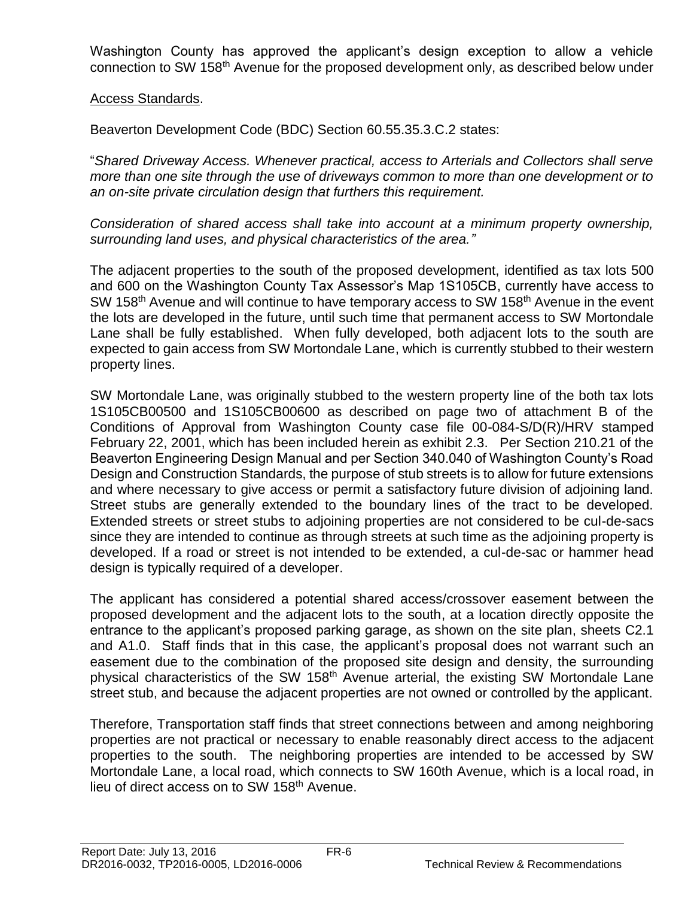Washington County has approved the applicant's design exception to allow a vehicle connection to SW 158th Avenue for the proposed development only, as described below under

Access Standards.

Beaverton Development Code (BDC) Section 60.55.35.3.C.2 states:

"*Shared Driveway Access. Whenever practical, access to Arterials and Collectors shall serve more than one site through the use of driveways common to more than one development or to an on-site private circulation design that furthers this requirement.*

*Consideration of shared access shall take into account at a minimum property ownership, surrounding land uses, and physical characteristics of the area."*

The adjacent properties to the south of the proposed development, identified as tax lots 500 and 600 on the Washington County Tax Assessor's Map 1S105CB, currently have access to SW 158th Avenue and will continue to have temporary access to SW 158th Avenue in the event the lots are developed in the future, until such time that permanent access to SW Mortondale Lane shall be fully established. When fully developed, both adjacent lots to the south are expected to gain access from SW Mortondale Lane, which is currently stubbed to their western property lines.

SW Mortondale Lane, was originally stubbed to the western property line of the both tax lots 1S105CB00500 and 1S105CB00600 as described on page two of attachment B of the Conditions of Approval from Washington County case file 00-084-S/D(R)/HRV stamped February 22, 2001, which has been included herein as exhibit 2.3. Per Section 210.21 of the Beaverton Engineering Design Manual and per Section 340.040 of Washington County's Road Design and Construction Standards, the purpose of stub streets is to allow for future extensions and where necessary to give access or permit a satisfactory future division of adjoining land. Street stubs are generally extended to the boundary lines of the tract to be developed. Extended streets or street stubs to adjoining properties are not considered to be cul-de-sacs since they are intended to continue as through streets at such time as the adjoining property is developed. If a road or street is not intended to be extended, a cul-de-sac or hammer head design is typically required of a developer.

The applicant has considered a potential shared access/crossover easement between the proposed development and the adjacent lots to the south, at a location directly opposite the entrance to the applicant's proposed parking garage, as shown on the site plan, sheets C2.1 and A1.0. Staff finds that in this case, the applicant's proposal does not warrant such an easement due to the combination of the proposed site design and density, the surrounding physical characteristics of the SW 158th Avenue arterial, the existing SW Mortondale Lane street stub, and because the adjacent properties are not owned or controlled by the applicant.

Therefore, Transportation staff finds that street connections between and among neighboring properties are not practical or necessary to enable reasonably direct access to the adjacent properties to the south. The neighboring properties are intended to be accessed by SW Mortondale Lane, a local road, which connects to SW 160th Avenue, which is a local road, in lieu of direct access on to SW 158th Avenue.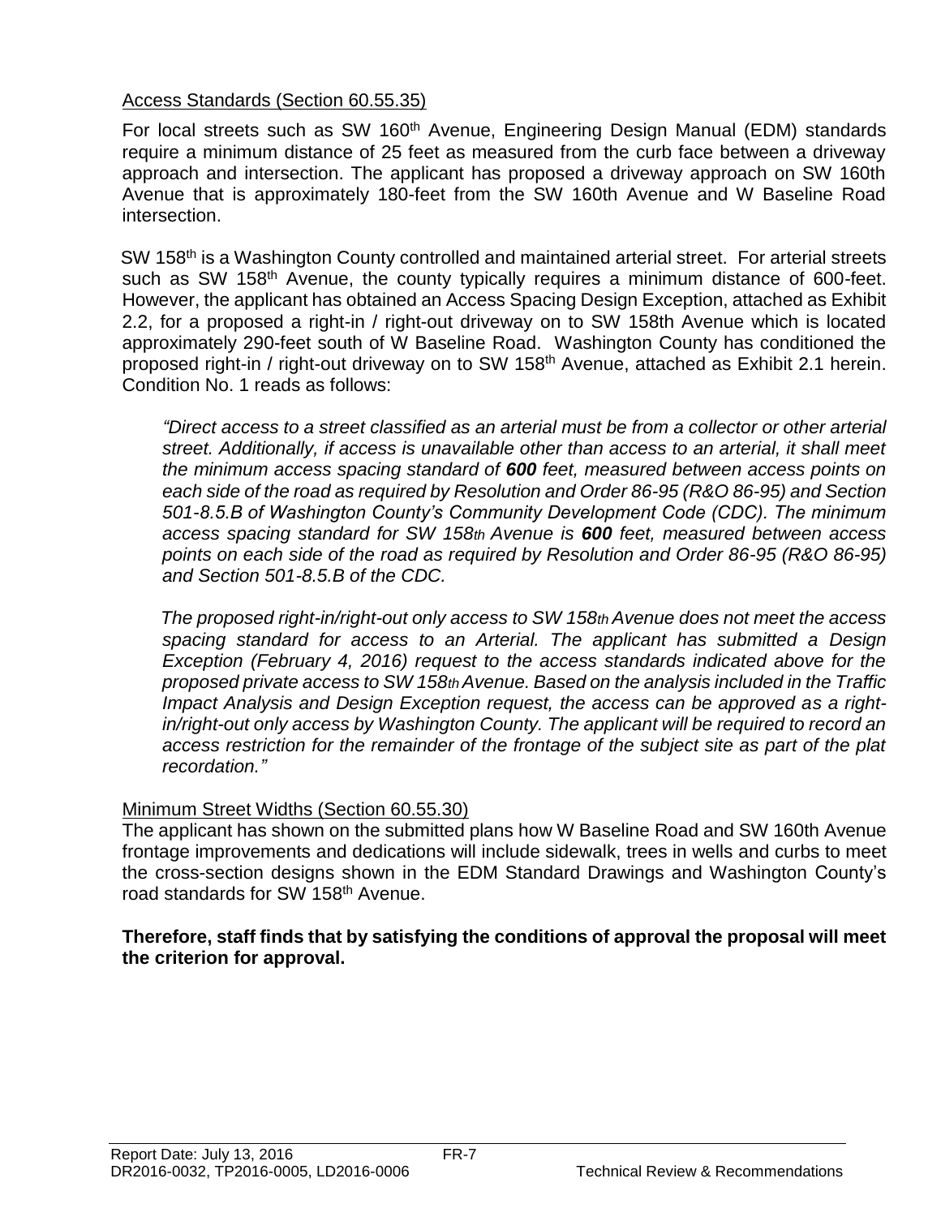Access Standards (Section 60.55.35)

For local streets such as SW 160th Avenue, Engineering Design Manual (EDM) standards require a minimum distance of 25 feet as measured from the curb face between a driveway approach and intersection. The applicant has proposed a driveway approach on SW 160th Avenue that is approximately 180-feet from the SW 160th Avenue and W Baseline Road intersection.

SW 158th is a Washington County controlled and maintained arterial street. For arterial streets such as SW 158th Avenue, the county typically requires a minimum distance of 600-feet. However, the applicant has obtained an Access Spacing Design Exception, attached as Exhibit 2.2, for a proposed a right-in / right-out driveway on to SW 158th Avenue which is located approximately 290-feet south of W Baseline Road. Washington County has conditioned the proposed right-in / right-out driveway on to SW 158th Avenue, attached as Exhibit 2.1 herein. Condition No. 1 reads as follows:

> *"Direct access to a street classified as an arterial must be from a collector or other arterial street. Additionally, if access is unavailable other than access to an arterial, it shall meet the minimum access spacing standard of **600** feet, measured between access points on each side of the road as required by Resolution and Order 86-95 (R&O 86-95) and Section 501-8.5.B of Washington County's Community Development Code (CDC). The minimum access spacing standard for SW 158th Avenue is **600** feet, measured between access points on each side of the road as required by Resolution and Order 86-95 (R&O 86-95) and Section 501-8.5.B of the CDC.*
>
> *The proposed right-in/right-out only access to SW 158th Avenue does not meet the access spacing standard for access to an Arterial. The applicant has submitted a Design Exception (February 4, 2016) request to the access standards indicated above for the proposed private access to SW 158th Avenue. Based on the analysis included in the Traffic Impact Analysis and Design Exception request, the access can be approved as a right-in/right-out only access by Washington County. The applicant will be required to record an access restriction for the remainder of the frontage of the subject site as part of the plat recordation."*

Minimum Street Widths (Section 60.55.30)

The applicant has shown on the submitted plans how W Baseline Road and SW 160th Avenue frontage improvements and dedications will include sidewalk, trees in wells and curbs to meet the cross-section designs shown in the EDM Standard Drawings and Washington County's road standards for SW 158th Avenue.

**Therefore, staff finds that by satisfying the conditions of approval the proposal will meet the criterion for approval.**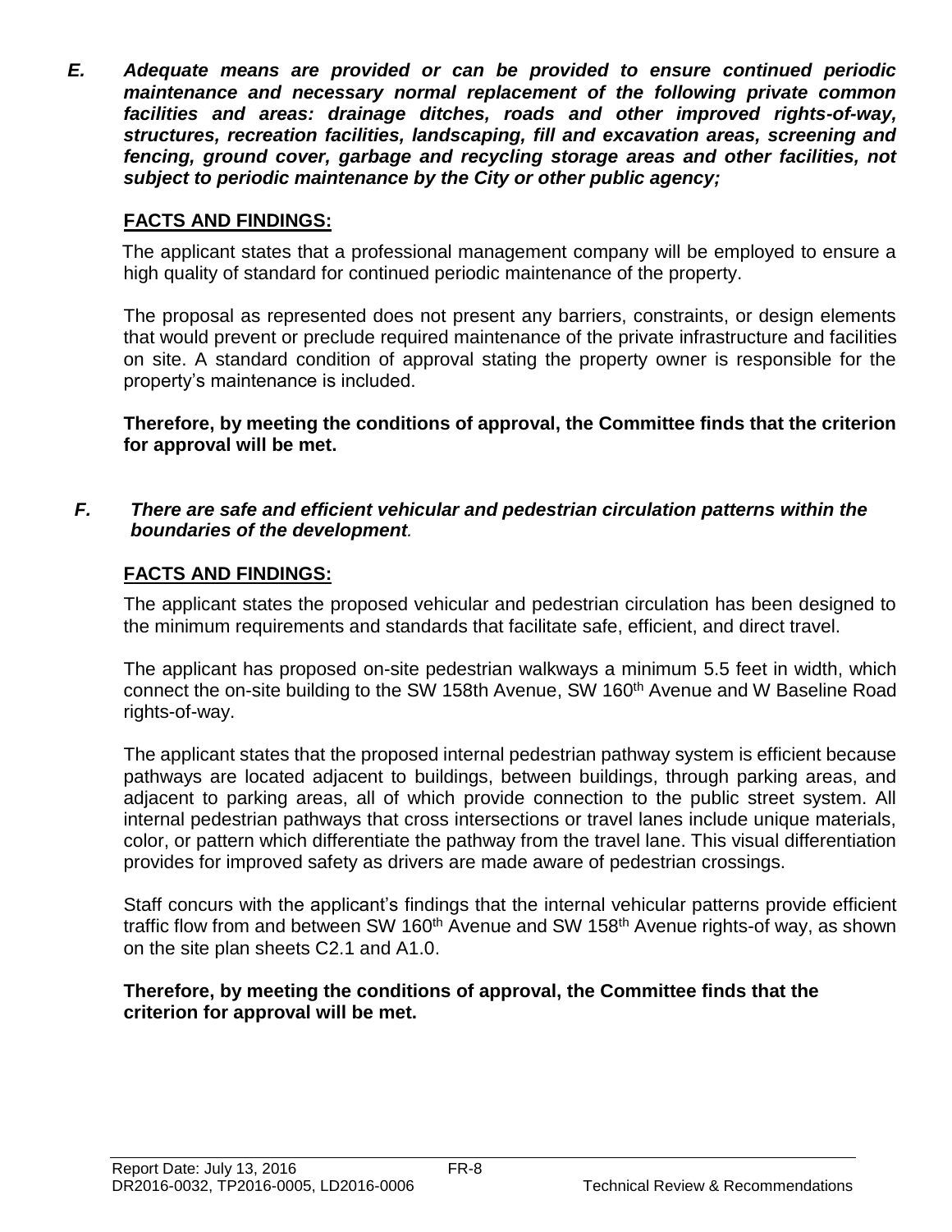***E. Adequate means are provided or can be provided to ensure continued periodic maintenance and necessary normal replacement of the following private common facilities and areas: drainage ditches, roads and other improved rights-of-way, structures, recreation facilities, landscaping, fill and excavation areas, screening and fencing, ground cover, garbage and recycling storage areas and other facilities, not subject to periodic maintenance by the City or other public agency;***

**FACTS AND FINDINGS:**

The applicant states that a professional management company will be employed to ensure a high quality of standard for continued periodic maintenance of the property.

The proposal as represented does not present any barriers, constraints, or design elements that would prevent or preclude required maintenance of the private infrastructure and facilities on site. A standard condition of approval stating the property owner is responsible for the property's maintenance is included.

**Therefore, by meeting the conditions of approval, the Committee finds that the criterion for approval will be met.**

***F. There are safe and efficient vehicular and pedestrian circulation patterns within the boundaries of the development.***

**FACTS AND FINDINGS:**

The applicant states the proposed vehicular and pedestrian circulation has been designed to the minimum requirements and standards that facilitate safe, efficient, and direct travel.

The applicant has proposed on-site pedestrian walkways a minimum 5.5 feet in width, which connect the on-site building to the SW 158th Avenue, SW 160th Avenue and W Baseline Road rights-of-way.

The applicant states that the proposed internal pedestrian pathway system is efficient because pathways are located adjacent to buildings, between buildings, through parking areas, and adjacent to parking areas, all of which provide connection to the public street system. All internal pedestrian pathways that cross intersections or travel lanes include unique materials, color, or pattern which differentiate the pathway from the travel lane. This visual differentiation provides for improved safety as drivers are made aware of pedestrian crossings.

Staff concurs with the applicant's findings that the internal vehicular patterns provide efficient traffic flow from and between SW 160th Avenue and SW 158th Avenue rights-of way, as shown on the site plan sheets C2.1 and A1.0.

**Therefore, by meeting the conditions of approval, the Committee finds that the criterion for approval will be met.**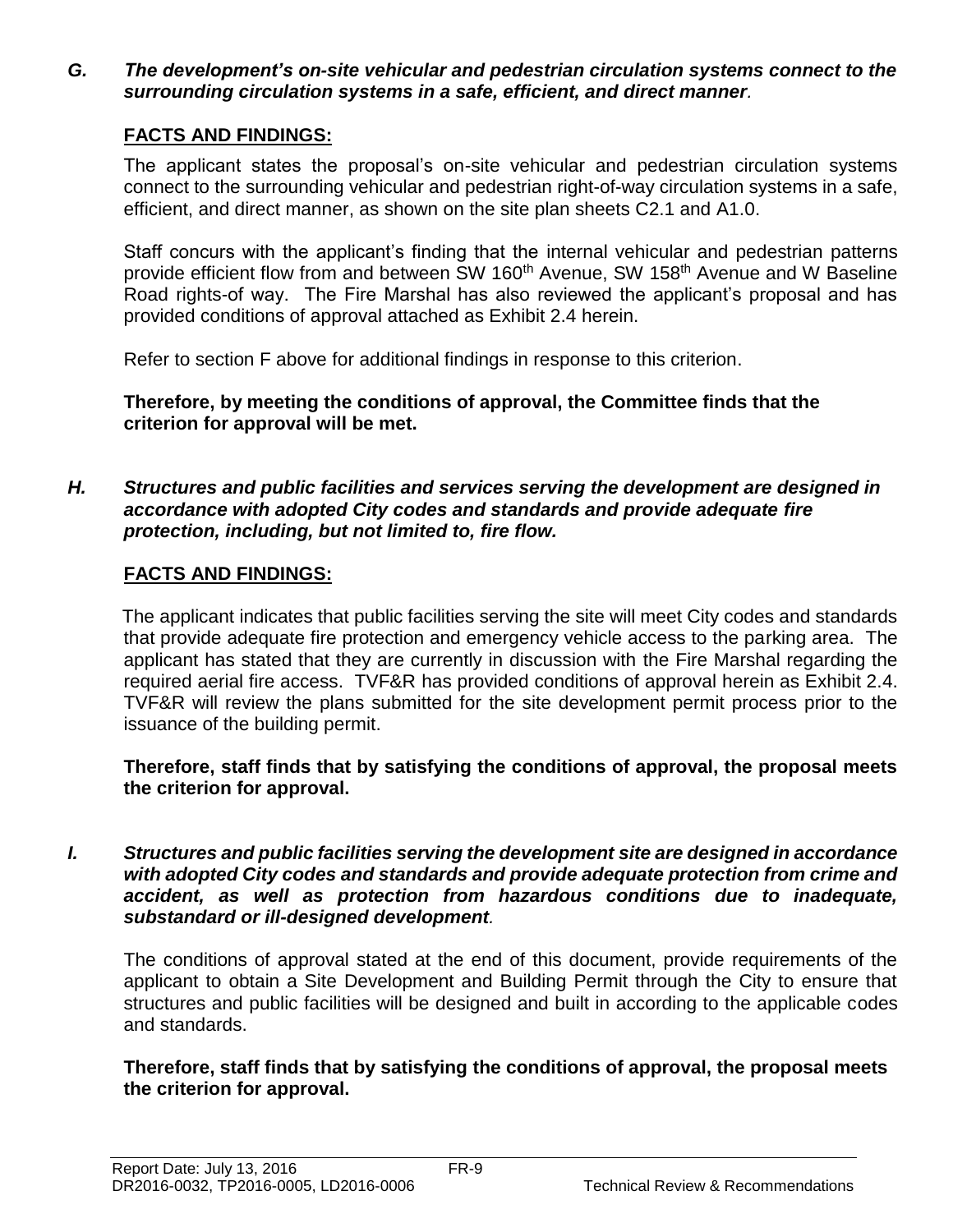***G. The development's on-site vehicular and pedestrian circulation systems connect to the surrounding circulation systems in a safe, efficient, and direct manner.***

**FACTS AND FINDINGS:**

The applicant states the proposal's on-site vehicular and pedestrian circulation systems connect to the surrounding vehicular and pedestrian right-of-way circulation systems in a safe, efficient, and direct manner, as shown on the site plan sheets C2.1 and A1.0.

Staff concurs with the applicant's finding that the internal vehicular and pedestrian patterns provide efficient flow from and between SW 160th Avenue, SW 158th Avenue and W Baseline Road rights-of way. The Fire Marshal has also reviewed the applicant's proposal and has provided conditions of approval attached as Exhibit 2.4 herein.

Refer to section F above for additional findings in response to this criterion.

**Therefore, by meeting the conditions of approval, the Committee finds that the criterion for approval will be met.**

***H. Structures and public facilities and services serving the development are designed in accordance with adopted City codes and standards and provide adequate fire protection, including, but not limited to, fire flow.***

**FACTS AND FINDINGS:**

The applicant indicates that public facilities serving the site will meet City codes and standards that provide adequate fire protection and emergency vehicle access to the parking area. The applicant has stated that they are currently in discussion with the Fire Marshal regarding the required aerial fire access. TVF&R has provided conditions of approval herein as Exhibit 2.4. TVF&R will review the plans submitted for the site development permit process prior to the issuance of the building permit.

**Therefore, staff finds that by satisfying the conditions of approval, the proposal meets the criterion for approval.**

***I. Structures and public facilities serving the development site are designed in accordance with adopted City codes and standards and provide adequate protection from crime and accident, as well as protection from hazardous conditions due to inadequate, substandard or ill-designed development.***

The conditions of approval stated at the end of this document, provide requirements of the applicant to obtain a Site Development and Building Permit through the City to ensure that structures and public facilities will be designed and built in according to the applicable codes and standards.

**Therefore, staff finds that by satisfying the conditions of approval, the proposal meets the criterion for approval.**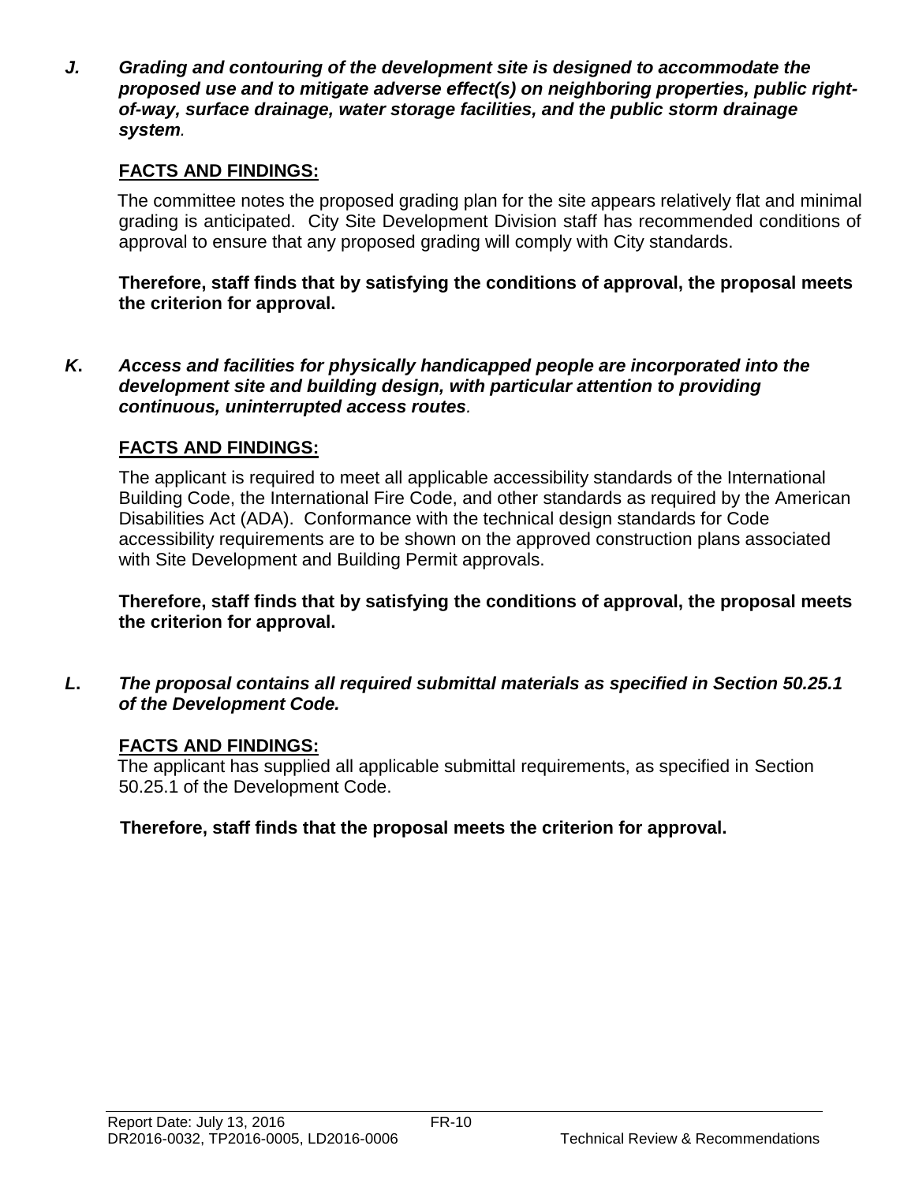***J. Grading and contouring of the development site is designed to accommodate the proposed use and to mitigate adverse effect(s) on neighboring properties, public right-of-way, surface drainage, water storage facilities, and the public storm drainage system.***

**FACTS AND FINDINGS:**

The committee notes the proposed grading plan for the site appears relatively flat and minimal grading is anticipated. City Site Development Division staff has recommended conditions of approval to ensure that any proposed grading will comply with City standards.

**Therefore, staff finds that by satisfying the conditions of approval, the proposal meets the criterion for approval.**

***K. Access and facilities for physically handicapped people are incorporated into the development site and building design, with particular attention to providing continuous, uninterrupted access routes.***

**FACTS AND FINDINGS:**

The applicant is required to meet all applicable accessibility standards of the International Building Code, the International Fire Code, and other standards as required by the American Disabilities Act (ADA). Conformance with the technical design standards for Code accessibility requirements are to be shown on the approved construction plans associated with Site Development and Building Permit approvals.

**Therefore, staff finds that by satisfying the conditions of approval, the proposal meets the criterion for approval.**

***L. The proposal contains all required submittal materials as specified in Section 50.25.1 of the Development Code.***

**FACTS AND FINDINGS:**

The applicant has supplied all applicable submittal requirements, as specified in Section 50.25.1 of the Development Code.

**Therefore, staff finds that the proposal meets the criterion for approval.**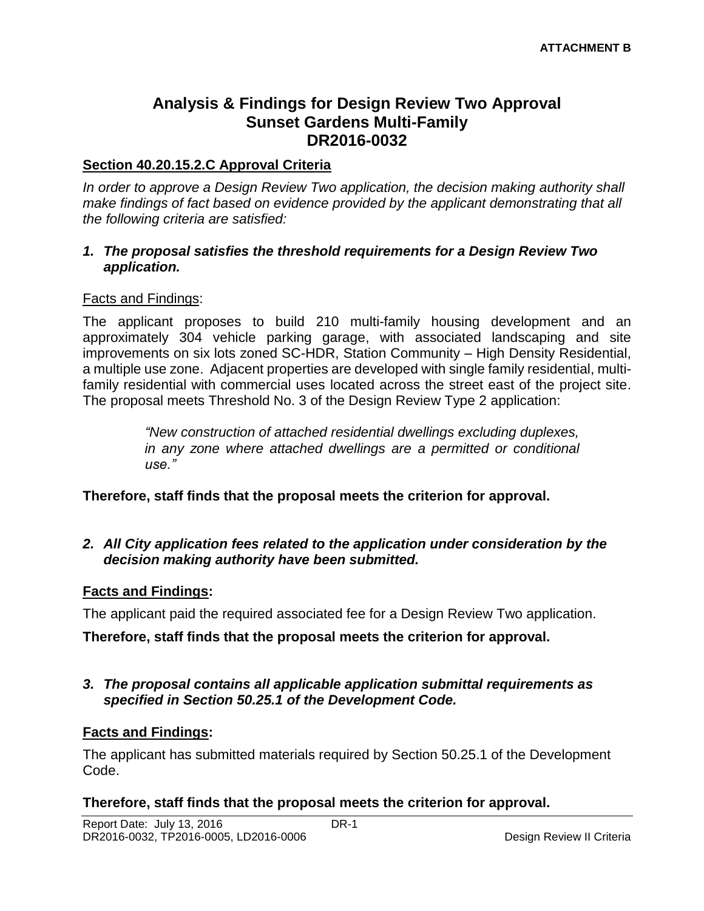**ATTACHMENT B**

# Analysis & Findings for Design Review Two Approval
# Sunset Gardens Multi-Family
# DR2016-0032

**Section 40.20.15.2.C Approval Criteria**

*In order to approve a Design Review Two application, the decision making authority shall make findings of fact based on evidence provided by the applicant demonstrating that all the following criteria are satisfied:*

***1. The proposal satisfies the threshold requirements for a Design Review Two application.***

Facts and Findings:

The applicant proposes to build 210 multi-family housing development and an approximately 304 vehicle parking garage, with associated landscaping and site improvements on six lots zoned SC-HDR, Station Community – High Density Residential, a multiple use zone. Adjacent properties are developed with single family residential, multi-family residential with commercial uses located across the street east of the project site. The proposal meets Threshold No. 3 of the Design Review Type 2 application:

> *"New construction of attached residential dwellings excluding duplexes, in any zone where attached dwellings are a permitted or conditional use."*

**Therefore, staff finds that the proposal meets the criterion for approval.**

***2. All City application fees related to the application under consideration by the decision making authority have been submitted.***

**Facts and Findings:**

The applicant paid the required associated fee for a Design Review Two application.

**Therefore, staff finds that the proposal meets the criterion for approval.**

***3. The proposal contains all applicable application submittal requirements as specified in Section 50.25.1 of the Development Code.***

**Facts and Findings:**

The applicant has submitted materials required by Section 50.25.1 of the Development Code.

**Therefore, staff finds that the proposal meets the criterion for approval.**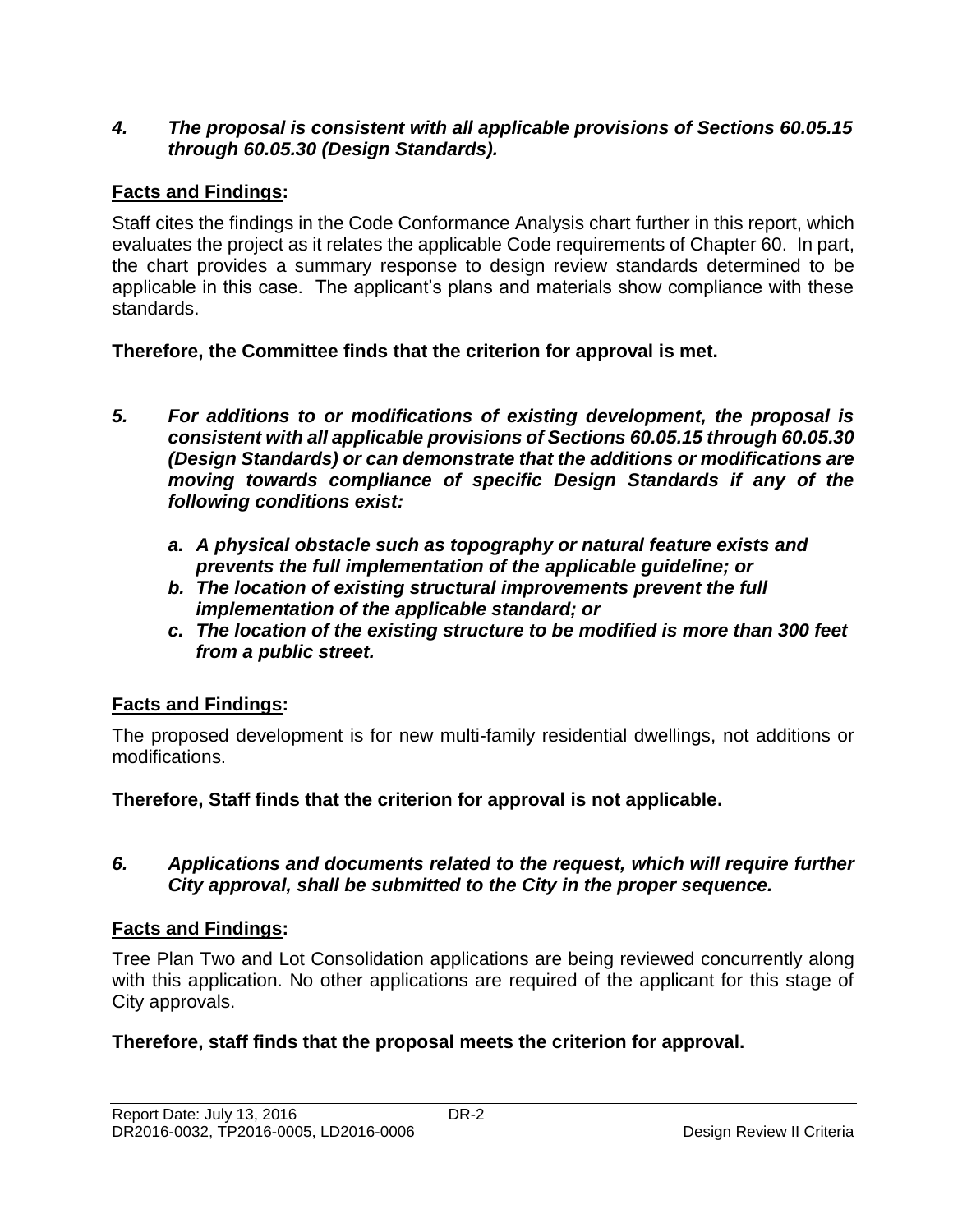***4. The proposal is consistent with all applicable provisions of Sections 60.05.15 through 60.05.30 (Design Standards).***

**Facts and Findings:**

Staff cites the findings in the Code Conformance Analysis chart further in this report, which evaluates the project as it relates the applicable Code requirements of Chapter 60. In part, the chart provides a summary response to design review standards determined to be applicable in this case. The applicant's plans and materials show compliance with these standards.

**Therefore, the Committee finds that the criterion for approval is met.**

***5. For additions to or modifications of existing development, the proposal is consistent with all applicable provisions of Sections 60.05.15 through 60.05.30 (Design Standards) or can demonstrate that the additions or modifications are moving towards compliance of specific Design Standards if any of the following conditions exist:***

- ***a. A physical obstacle such as topography or natural feature exists and prevents the full implementation of the applicable guideline; or***
- ***b. The location of existing structural improvements prevent the full implementation of the applicable standard; or***
- ***c. The location of the existing structure to be modified is more than 300 feet from a public street.***

**Facts and Findings:**

The proposed development is for new multi-family residential dwellings, not additions or modifications.

**Therefore, Staff finds that the criterion for approval is not applicable.**

***6. Applications and documents related to the request, which will require further City approval, shall be submitted to the City in the proper sequence.***

**Facts and Findings:**

Tree Plan Two and Lot Consolidation applications are being reviewed concurrently along with this application. No other applications are required of the applicant for this stage of City approvals.

**Therefore, staff finds that the proposal meets the criterion for approval.**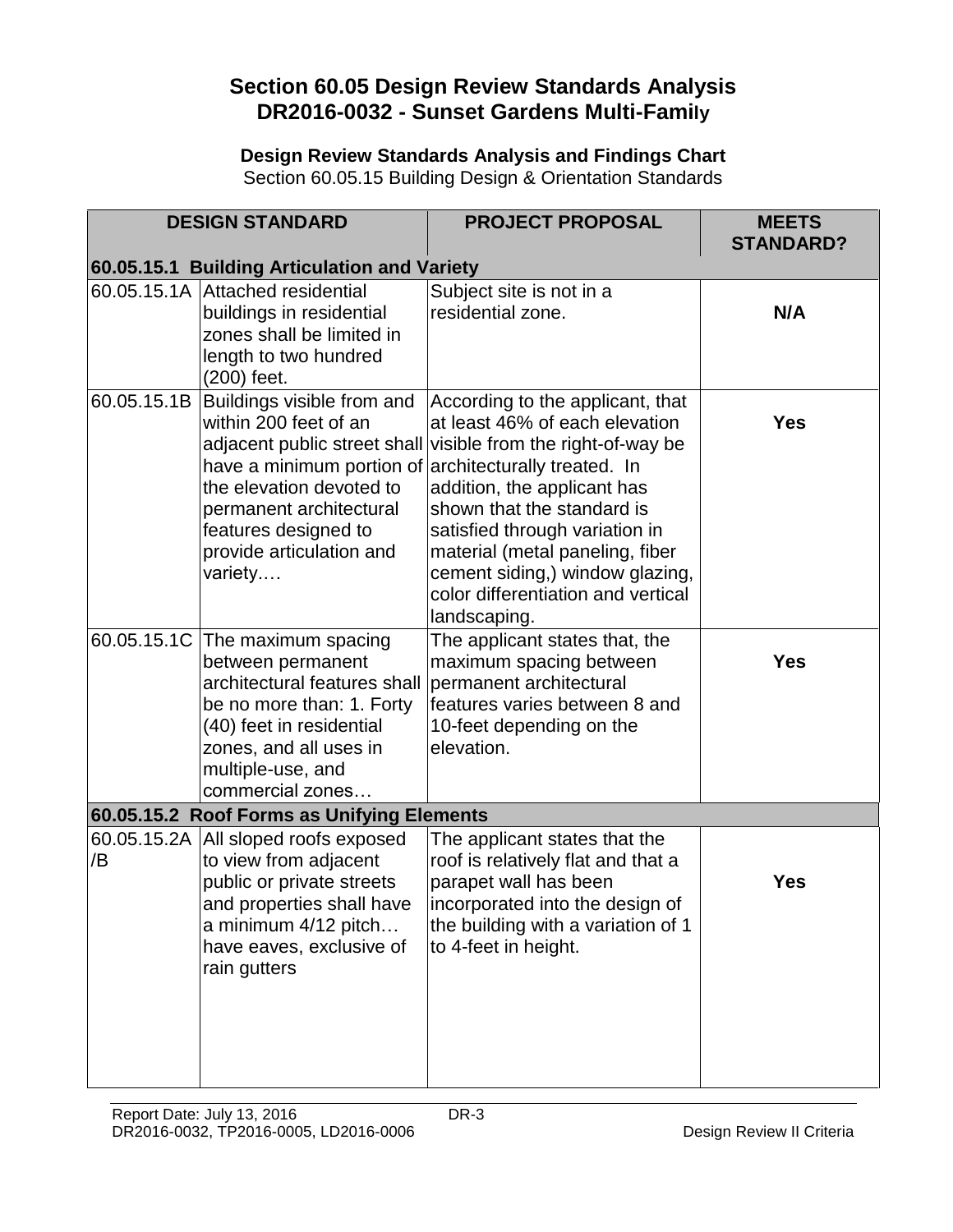# Section 60.05 Design Review Standards Analysis
# DR2016-0032 - Sunset Gardens Multi-Family

**Design Review Standards Analysis and Findings Chart**

Section 60.05.15 Building Design & Orientation Standards

| DESIGN STANDARD | | PROJECT PROPOSAL | MEETS STANDARD? |
|---|---|---|---|
| **60.05.15.1 Building Articulation and Variety** | | | |
| 60.05.15.1A | Attached residential buildings in residential zones shall be limited in length to two hundred (200) feet. | Subject site is not in a residential zone. | **N/A** |
| 60.05.15.1B | Buildings visible from and within 200 feet of an adjacent public street shall have a minimum portion of the elevation devoted to permanent architectural features designed to provide articulation and variety…. | According to the applicant, that at least 46% of each elevation visible from the right-of-way be architecturally treated. In addition, the applicant has shown that the standard is satisfied through variation in material (metal paneling, fiber cement siding,) window glazing, color differentiation and vertical landscaping. | **Yes** |
| 60.05.15.1C | The maximum spacing between permanent architectural features shall be no more than: 1. Forty (40) feet in residential zones, and all uses in multiple-use, and commercial zones… | The applicant states that, the maximum spacing between permanent architectural features varies between 8 and 10-feet depending on the elevation. | **Yes** |
| **60.05.15.2 Roof Forms as Unifying Elements** | | | |
| 60.05.15.2A/B | All sloped roofs exposed to view from adjacent public or private streets and properties shall have a minimum 4/12 pitch… have eaves, exclusive of rain gutters | The applicant states that the roof is relatively flat and that a parapet wall has been incorporated into the design of the building with a variation of 1 to 4-feet in height. | **Yes** |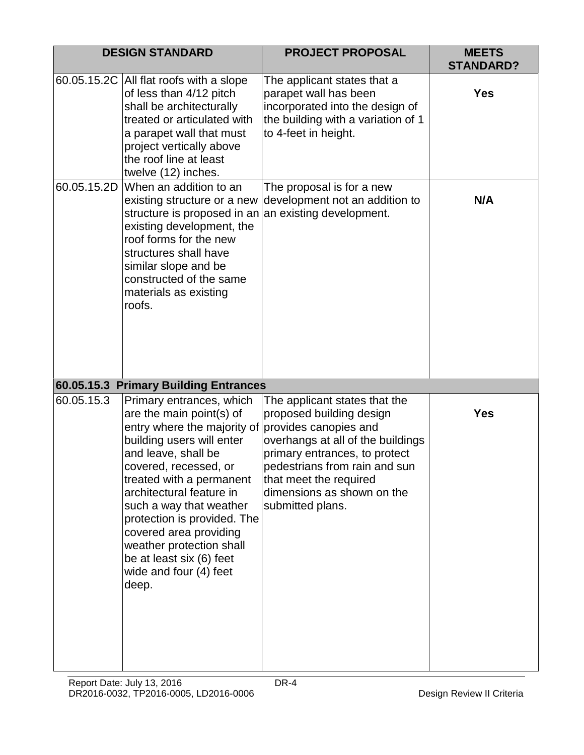| DESIGN STANDARD | | PROJECT PROPOSAL | MEETS STANDARD? |
|---|---|---|---|
| 60.05.15.2C | All flat roofs with a slope of less than 4/12 pitch shall be architecturally treated or articulated with a parapet wall that must project vertically above the roof line at least twelve (12) inches. | The applicant states that a parapet wall has been incorporated into the design of the building with a variation of 1 to 4-feet in height. | **Yes** |
| 60.05.15.2D | When an addition to an existing structure or a new structure is proposed in an existing development, the roof forms for the new structures shall have similar slope and be constructed of the same materials as existing roofs. | The proposal is for a new development not an addition to an existing development. | **N/A** |
| **60.05.15.3 Primary Building Entrances** | | | |
| 60.05.15.3 | Primary entrances, which are the main point(s) of entry where the majority of building users will enter and leave, shall be covered, recessed, or treated with a permanent architectural feature in such a way that weather protection is provided. The covered area providing weather protection shall be at least six (6) feet wide and four (4) feet deep. | The applicant states that the proposed building design provides canopies and overhangs at all of the buildings primary entrances, to protect pedestrians from rain and sun that meet the required dimensions as shown on the submitted plans. | **Yes** |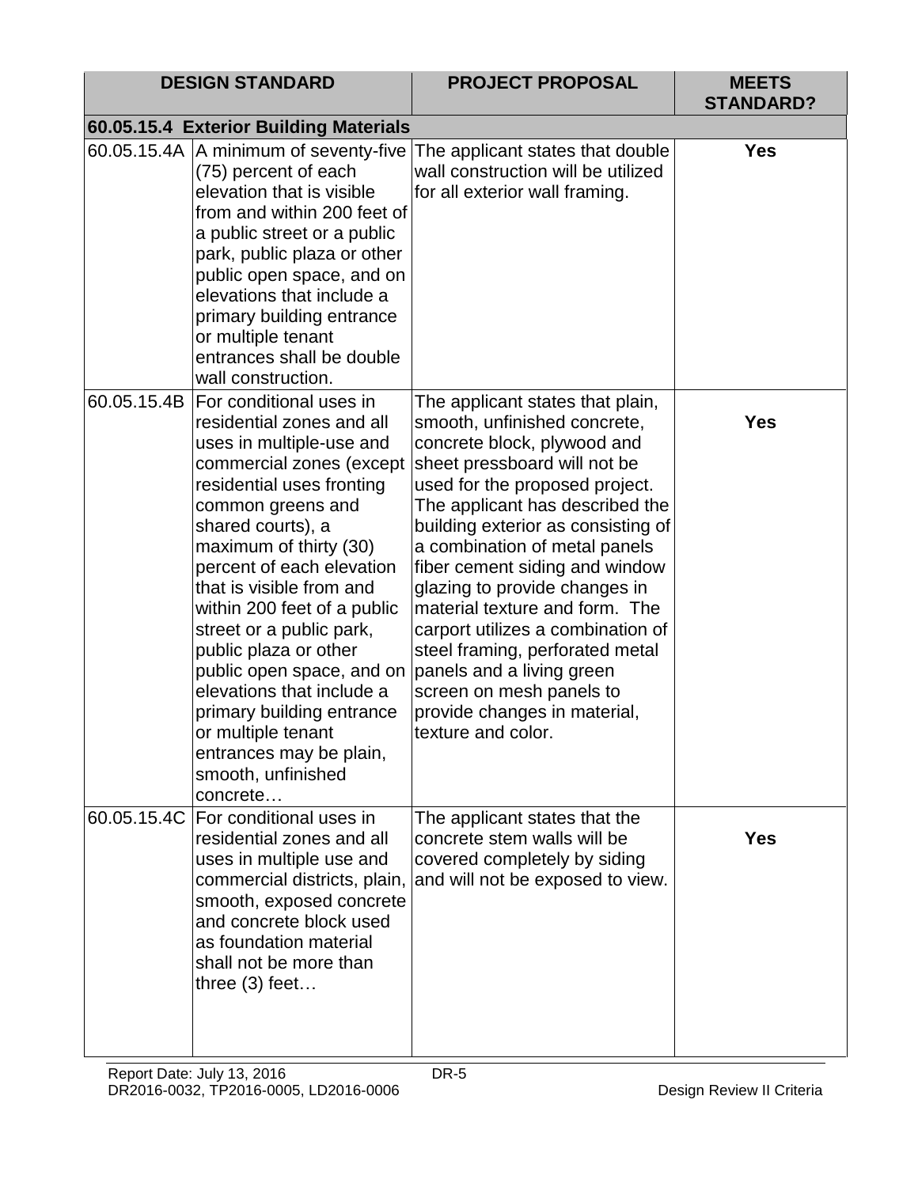| DESIGN STANDARD | | PROJECT PROPOSAL | MEETS STANDARD? |
|---|---|---|---|
| **60.05.15.4 Exterior Building Materials** | | | |
| 60.05.15.4A | A minimum of seventy-five (75) percent of each elevation that is visible from and within 200 feet of a public street or a public park, public plaza or other public open space, and on elevations that include a primary building entrance or multiple tenant entrances shall be double wall construction. | The applicant states that double wall construction will be utilized for all exterior wall framing. | **Yes** |
| 60.05.15.4B | For conditional uses in residential zones and all uses in multiple-use and commercial zones (except residential uses fronting common greens and shared courts), a maximum of thirty (30) percent of each elevation that is visible from and within 200 feet of a public street or a public park, public plaza or other public open space, and on elevations that include a primary building entrance or multiple tenant entrances may be plain, smooth, unfinished concrete… | The applicant states that plain, smooth, unfinished concrete, concrete block, plywood and sheet pressboard will not be used for the proposed project. The applicant has described the building exterior as consisting of a combination of metal panels fiber cement siding and window glazing to provide changes in material texture and form. The carport utilizes a combination of steel framing, perforated metal panels and a living green screen on mesh panels to provide changes in material, texture and color. | **Yes** |
| 60.05.15.4C | For conditional uses in residential zones and all uses in multiple use and commercial districts, plain, smooth, exposed concrete and concrete block used as foundation material shall not be more than three (3) feet… | The applicant states that the concrete stem walls will be covered completely by siding and will not be exposed to view. | **Yes** |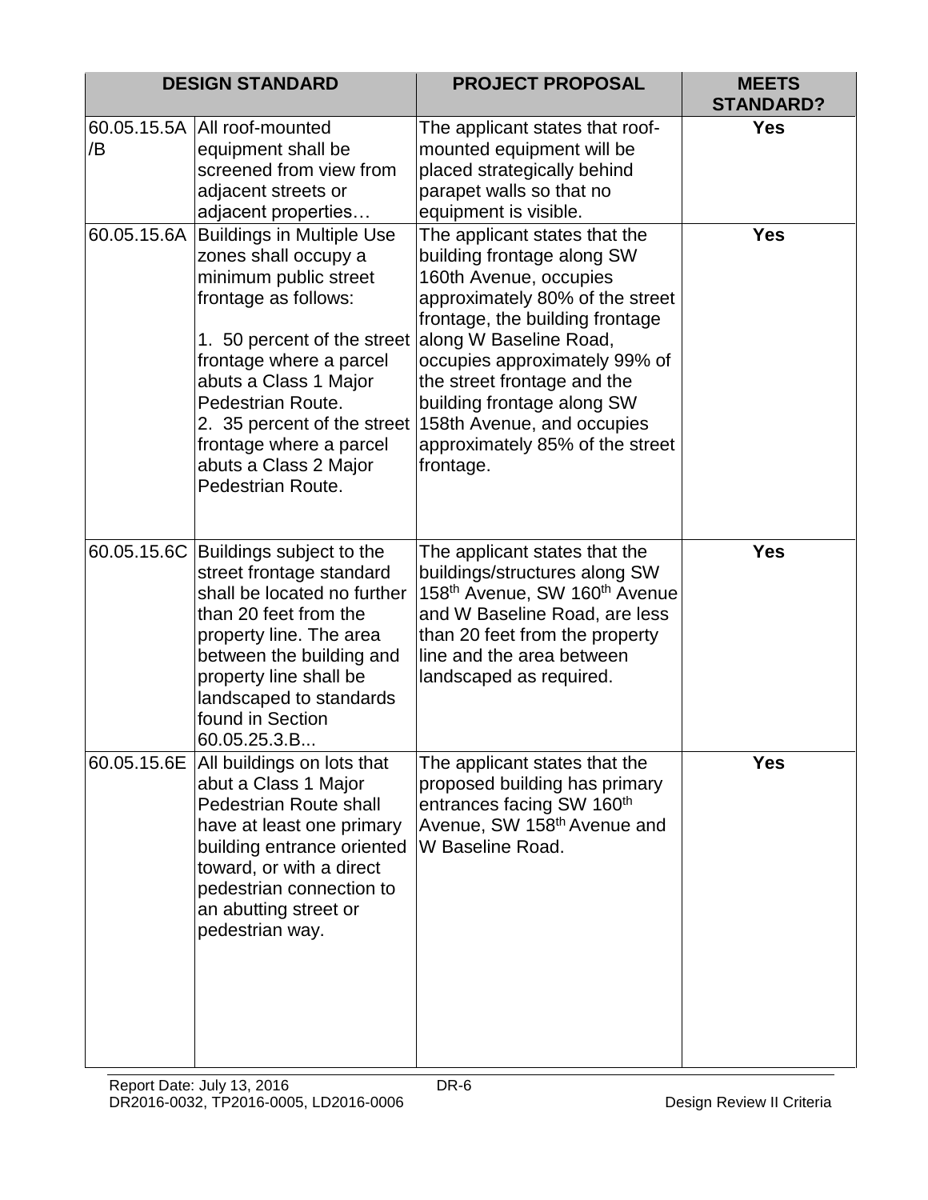| DESIGN STANDARD | | PROJECT PROPOSAL | MEETS STANDARD? |
|---|---|---|---|
| 60.05.15.5A/B | All roof-mounted equipment shall be screened from view from adjacent streets or adjacent properties… | The applicant states that roof-mounted equipment will be placed strategically behind parapet walls so that no equipment is visible. | **Yes** |
| 60.05.15.6A | Buildings in Multiple Use zones shall occupy a minimum public street frontage as follows:<br><br>1. 50 percent of the street frontage where a parcel abuts a Class 1 Major Pedestrian Route.<br>2. 35 percent of the street frontage where a parcel abuts a Class 2 Major Pedestrian Route. | The applicant states that the building frontage along SW 160th Avenue, occupies approximately 80% of the street frontage, the building frontage along W Baseline Road, occupies approximately 99% of the street frontage and the building frontage along SW 158th Avenue, and occupies approximately 85% of the street frontage. | **Yes** |
| 60.05.15.6C | Buildings subject to the street frontage standard shall be located no further than 20 feet from the property line. The area between the building and property line shall be landscaped to standards found in Section 60.05.25.3.B... | The applicant states that the buildings/structures along SW 158th Avenue, SW 160th Avenue and W Baseline Road, are less than 20 feet from the property line and the area between landscaped as required. | **Yes** |
| 60.05.15.6E | All buildings on lots that abut a Class 1 Major Pedestrian Route shall have at least one primary building entrance oriented toward, or with a direct pedestrian connection to an abutting street or pedestrian way. | The applicant states that the proposed building has primary entrances facing SW 160th Avenue, SW 158th Avenue and W Baseline Road. | **Yes** |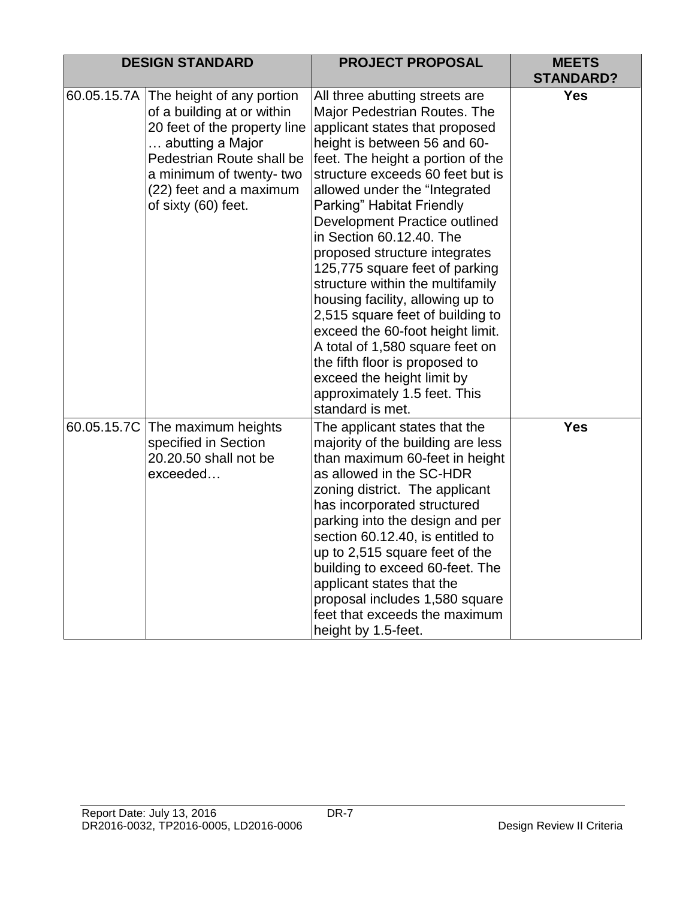| DESIGN STANDARD | | PROJECT PROPOSAL | MEETS STANDARD? |
|---|---|---|---|
| 60.05.15.7A | The height of any portion of a building at or within 20 feet of the property line … abutting a Major Pedestrian Route shall be a minimum of twenty- two (22) feet and a maximum of sixty (60) feet. | All three abutting streets are Major Pedestrian Routes. The applicant states that proposed height is between 56 and 60-feet. The height a portion of the structure exceeds 60 feet but is allowed under the "Integrated Parking" Habitat Friendly Development Practice outlined in Section 60.12.40. The proposed structure integrates 125,775 square feet of parking structure within the multifamily housing facility, allowing up to 2,515 square feet of building to exceed the 60-foot height limit. A total of 1,580 square feet on the fifth floor is proposed to exceed the height limit by approximately 1.5 feet. This standard is met. | **Yes** |
| 60.05.15.7C | The maximum heights specified in Section 20.20.50 shall not be exceeded… | The applicant states that the majority of the building are less than maximum 60-feet in height as allowed in the SC-HDR zoning district. The applicant has incorporated structured parking into the design and per section 60.12.40, is entitled to up to 2,515 square feet of the building to exceed 60-feet. The applicant states that the proposal includes 1,580 square feet that exceeds the maximum height by 1.5-feet. | **Yes** |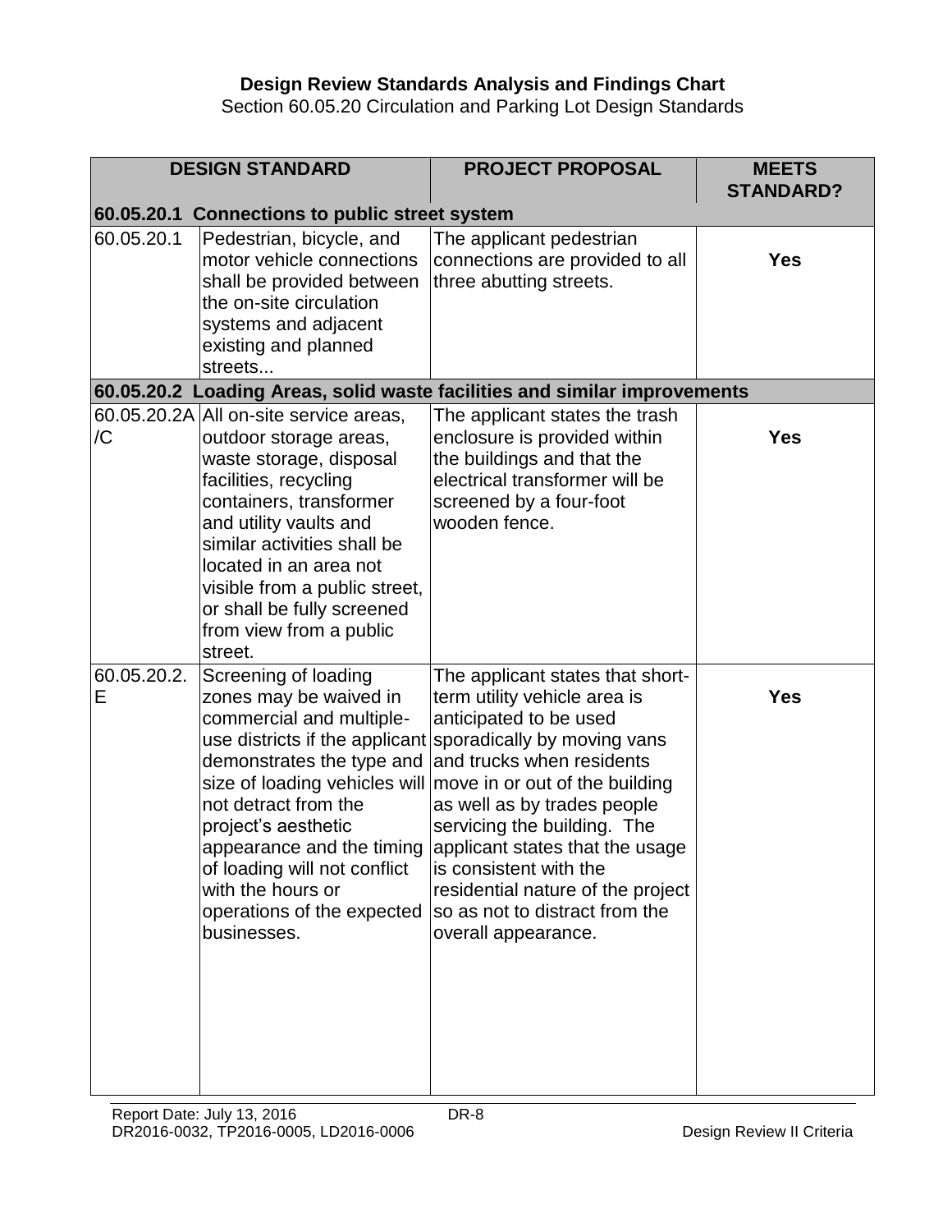**Design Review Standards Analysis and Findings Chart**

Section 60.05.20 Circulation and Parking Lot Design Standards

| DESIGN STANDARD | | PROJECT PROPOSAL | MEETS STANDARD? |
|---|---|---|---|
| **60.05.20.1 Connections to public street system** | | | |
| 60.05.20.1 | Pedestrian, bicycle, and motor vehicle connections shall be provided between the on-site circulation systems and adjacent existing and planned streets... | The applicant pedestrian connections are provided to all three abutting streets. | **Yes** |
| **60.05.20.2 Loading Areas, solid waste facilities and similar improvements** | | | |
| 60.05.20.2A /C | All on-site service areas, outdoor storage areas, waste storage, disposal facilities, recycling containers, transformer and utility vaults and similar activities shall be located in an area not visible from a public street, or shall be fully screened from view from a public street. | The applicant states the trash enclosure is provided within the buildings and that the electrical transformer will be screened by a four-foot wooden fence. | **Yes** |
| 60.05.20.2. E | Screening of loading zones may be waived in commercial and multiple-use districts if the applicant demonstrates the type and size of loading vehicles will not detract from the project's aesthetic appearance and the timing of loading will not conflict with the hours or operations of the expected businesses. | The applicant states that short-term utility vehicle area is anticipated to be used sporadically by moving vans and trucks when residents move in or out of the building as well as by trades people servicing the building. The applicant states that the usage is consistent with the residential nature of the project so as not to distract from the overall appearance. | **Yes** |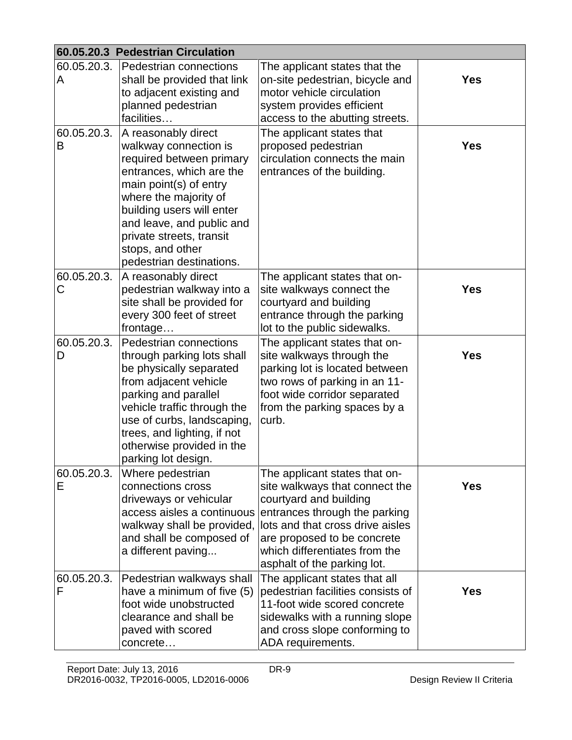| 60.05.20.3 Pedestrian Circulation | | | |
|---|---|---|---|
| 60.05.20.3.A | Pedestrian connections shall be provided that link to adjacent existing and planned pedestrian facilities… | The applicant states that the on-site pedestrian, bicycle and motor vehicle circulation system provides efficient access to the abutting streets. | **Yes** |
| 60.05.20.3.B | A reasonably direct walkway connection is required between primary entrances, which are the main point(s) of entry where the majority of building users will enter and leave, and public and private streets, transit stops, and other pedestrian destinations. | The applicant states that proposed pedestrian circulation connects the main entrances of the building. | **Yes** |
| 60.05.20.3.C | A reasonably direct pedestrian walkway into a site shall be provided for every 300 feet of street frontage… | The applicant states that on-site walkways connect the courtyard and building entrance through the parking lot to the public sidewalks. | **Yes** |
| 60.05.20.3.D | Pedestrian connections through parking lots shall be physically separated from adjacent vehicle parking and parallel vehicle traffic through the use of curbs, landscaping, trees, and lighting, if not otherwise provided in the parking lot design. | The applicant states that on-site walkways through the parking lot is located between two rows of parking in an 11-foot wide corridor separated from the parking spaces by a curb. | **Yes** |
| 60.05.20.3.E | Where pedestrian connections cross driveways or vehicular access aisles a continuous walkway shall be provided, and shall be composed of a different paving... | The applicant states that on-site walkways that connect the courtyard and building entrances through the parking lots and that cross drive aisles are proposed to be concrete which differentiates from the asphalt of the parking lot. | **Yes** |
| 60.05.20.3.F | Pedestrian walkways shall have a minimum of five (5) foot wide unobstructed clearance and shall be paved with scored concrete… | The applicant states that all pedestrian facilities consists of 11-foot wide scored concrete sidewalks with a running slope and cross slope conforming to ADA requirements. | **Yes** |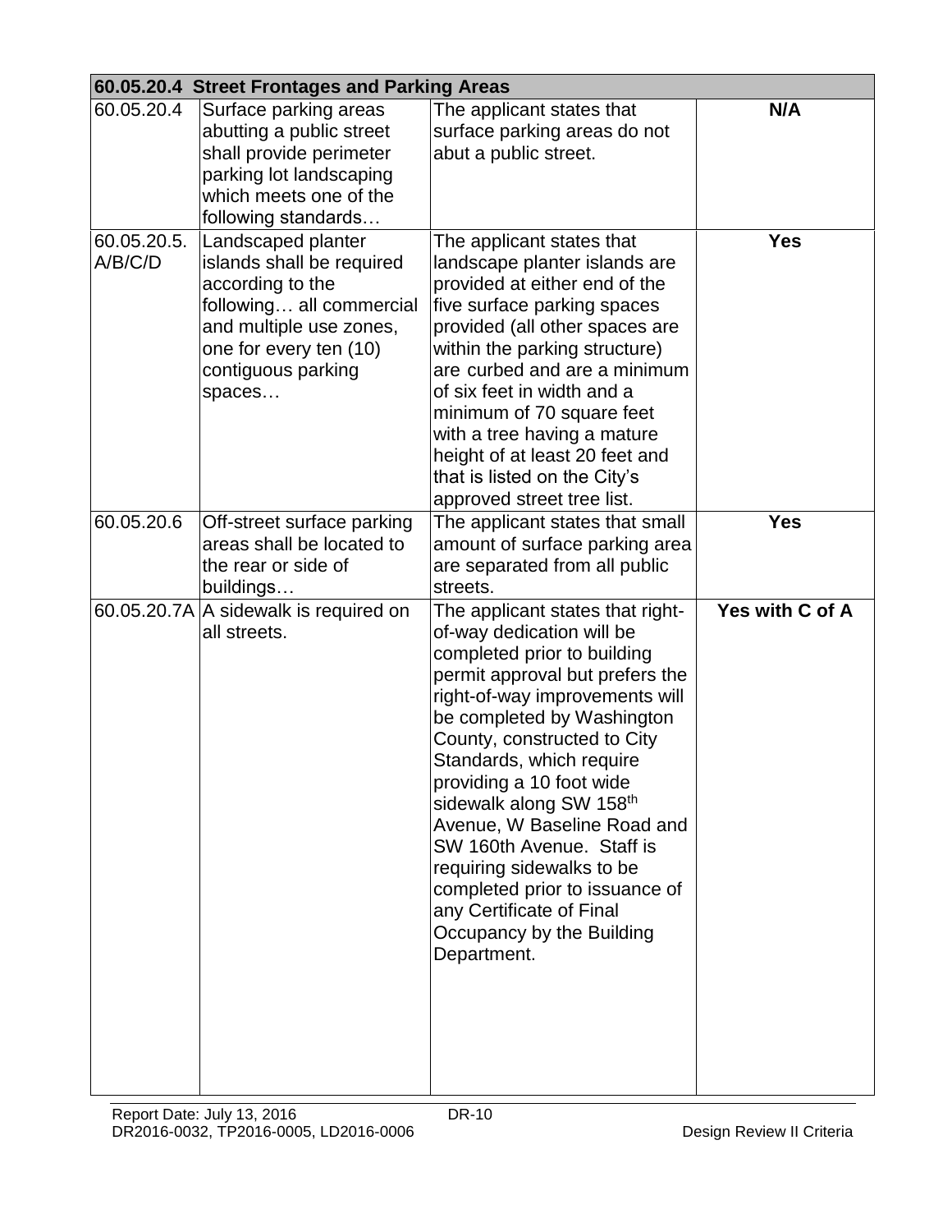| 60.05.20.4 Street Frontages and Parking Areas | | | |
|---|---|---|---|
| 60.05.20.4 | Surface parking areas abutting a public street shall provide perimeter parking lot landscaping which meets one of the following standards… | The applicant states that surface parking areas do not abut a public street. | **N/A** |
| 60.05.20.5. A/B/C/D | Landscaped planter islands shall be required according to the following… all commercial and multiple use zones, one for every ten (10) contiguous parking spaces… | The applicant states that landscape planter islands are provided at either end of the five surface parking spaces provided (all other spaces are within the parking structure) are curbed and are a minimum of six feet in width and a minimum of 70 square feet with a tree having a mature height of at least 20 feet and that is listed on the City's approved street tree list. | **Yes** |
| 60.05.20.6 | Off-street surface parking areas shall be located to the rear or side of buildings… | The applicant states that small amount of surface parking area are separated from all public streets. | **Yes** |
| 60.05.20.7A | A sidewalk is required on all streets. | The applicant states that right-of-way dedication will be completed prior to building permit approval but prefers the right-of-way improvements will be completed by Washington County, constructed to City Standards, which require providing a 10 foot wide sidewalk along SW 158th Avenue, W Baseline Road and SW 160th Avenue. Staff is requiring sidewalks to be completed prior to issuance of any Certificate of Final Occupancy by the Building Department. | **Yes with C of A** |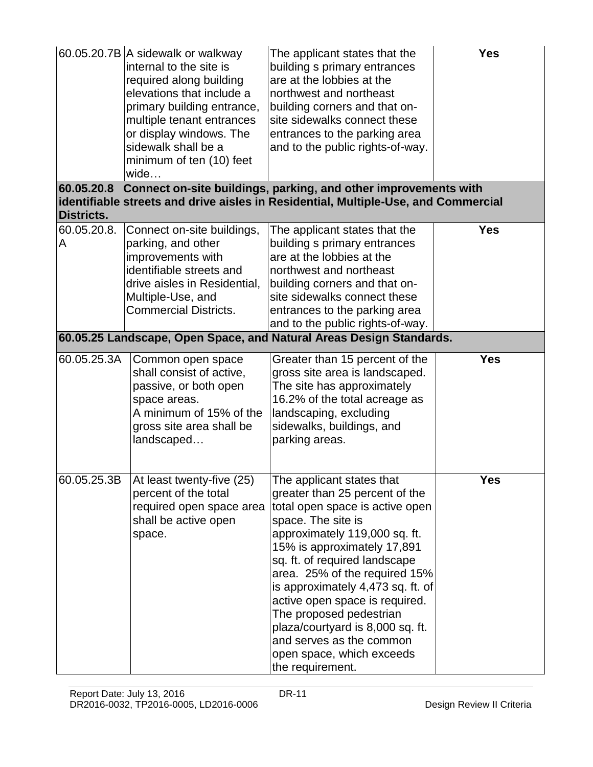| | | | |
|---|---|---|---|
| 60.05.20.7B | A sidewalk or walkway internal to the site is required along building elevations that include a primary building entrance, multiple tenant entrances or display windows. The sidewalk shall be a minimum of ten (10) feet wide… | The applicant states that the building s primary entrances are at the lobbies at the northwest and northeast building corners and that on-site sidewalks connect these entrances to the parking area and to the public rights-of-way. | **Yes** |
| **60.05.20.8 Connect on-site buildings, parking, and other improvements with identifiable streets and drive aisles in Residential, Multiple-Use, and Commercial Districts.** | | | |
| 60.05.20.8.A | Connect on-site buildings, parking, and other improvements with identifiable streets and drive aisles in Residential, Multiple-Use, and Commercial Districts. | The applicant states that the building s primary entrances are at the lobbies at the northwest and northeast building corners and that on-site sidewalks connect these entrances to the parking area and to the public rights-of-way. | **Yes** |
| **60.05.25 Landscape, Open Space, and Natural Areas Design Standards.** | | | |
| 60.05.25.3A | Common open space shall consist of active, passive, or both open space areas. A minimum of 15% of the gross site area shall be landscaped… | Greater than 15 percent of the gross site area is landscaped. The site has approximately 16.2% of the total acreage as landscaping, excluding sidewalks, buildings, and parking areas. | **Yes** |
| 60.05.25.3B | At least twenty-five (25) percent of the total required open space area shall be active open space. | The applicant states that greater than 25 percent of the total open space is active open space. The site is approximately 119,000 sq. ft. 15% is approximately 17,891 sq. ft. of required landscape area. 25% of the required 15% is approximately 4,473 sq. ft. of active open space is required. The proposed pedestrian plaza/courtyard is 8,000 sq. ft. and serves as the common open space, which exceeds the requirement. | **Yes** |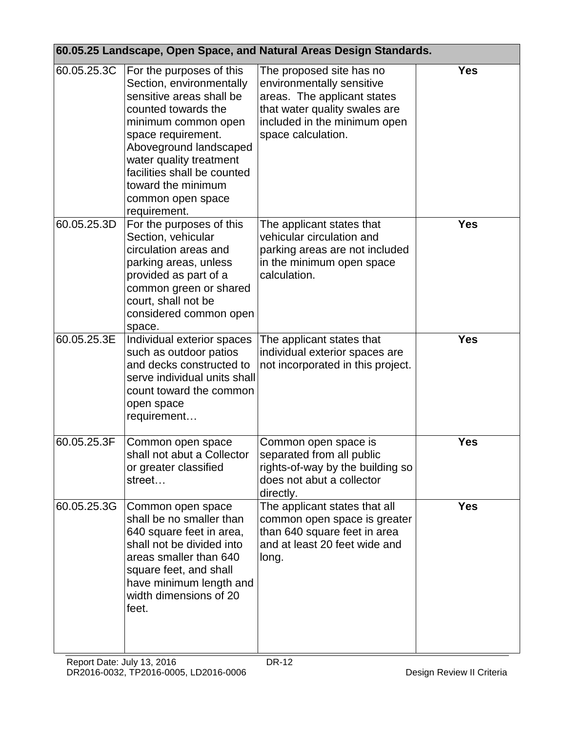| 60.05.25 Landscape, Open Space, and Natural Areas Design Standards. | | | |
|---|---|---|---|
| 60.05.25.3C | For the purposes of this Section, environmentally sensitive areas shall be counted towards the minimum common open space requirement. Aboveground landscaped water quality treatment facilities shall be counted toward the minimum common open space requirement. | The proposed site has no environmentally sensitive areas. The applicant states that water quality swales are included in the minimum open space calculation. | **Yes** |
| 60.05.25.3D | For the purposes of this Section, vehicular circulation areas and parking areas, unless provided as part of a common green or shared court, shall not be considered common open space. | The applicant states that vehicular circulation and parking areas are not included in the minimum open space calculation. | **Yes** |
| 60.05.25.3E | Individual exterior spaces such as outdoor patios and decks constructed to serve individual units shall count toward the common open space requirement… | The applicant states that individual exterior spaces are not incorporated in this project. | **Yes** |
| 60.05.25.3F | Common open space shall not abut a Collector or greater classified street… | Common open space is separated from all public rights-of-way by the building so does not abut a collector directly. | **Yes** |
| 60.05.25.3G | Common open space shall be no smaller than 640 square feet in area, shall not be divided into areas smaller than 640 square feet, and shall have minimum length and width dimensions of 20 feet. | The applicant states that all common open space is greater than 640 square feet in area and at least 20 feet wide and long. | **Yes** |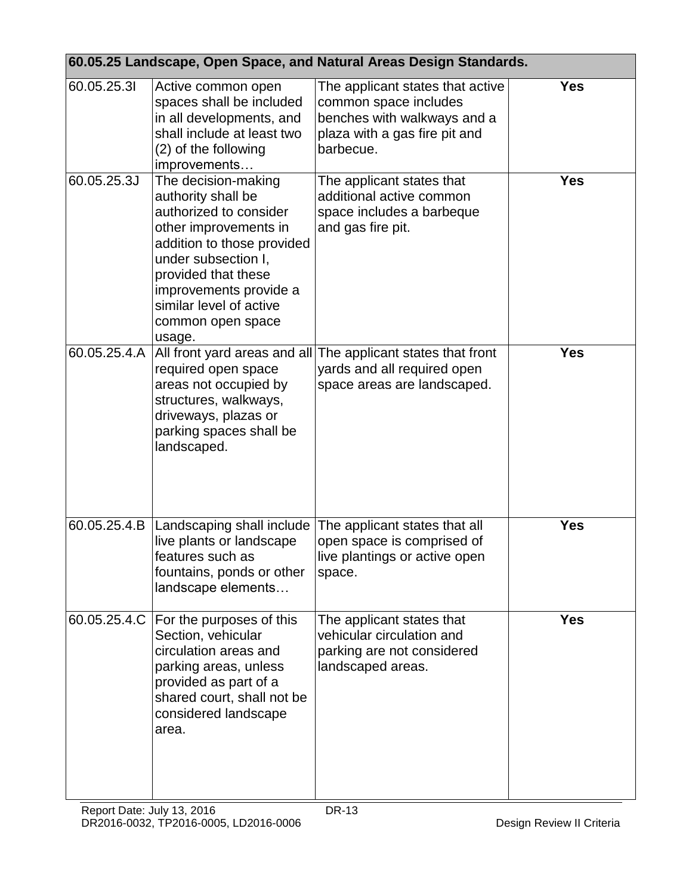| 60.05.25 Landscape, Open Space, and Natural Areas Design Standards. | | | |
|---|---|---|---|
| 60.05.25.3I | Active common open spaces shall be included in all developments, and shall include at least two (2) of the following improvements… | The applicant states that active common space includes benches with walkways and a plaza with a gas fire pit and barbecue. | **Yes** |
| 60.05.25.3J | The decision-making authority shall be authorized to consider other improvements in addition to those provided under subsection I, provided that these improvements provide a similar level of active common open space usage. | The applicant states that additional active common space includes a barbeque and gas fire pit. | **Yes** |
| 60.05.25.4.A | All front yard areas and all required open space areas not occupied by structures, walkways, driveways, plazas or parking spaces shall be landscaped. | The applicant states that front yards and all required open space areas are landscaped. | **Yes** |
| 60.05.25.4.B | Landscaping shall include live plants or landscape features such as fountains, ponds or other landscape elements… | The applicant states that all open space is comprised of live plantings or active open space. | **Yes** |
| 60.05.25.4.C | For the purposes of this Section, vehicular circulation areas and parking areas, unless provided as part of a shared court, shall not be considered landscape area. | The applicant states that vehicular circulation and parking are not considered landscaped areas. | **Yes** |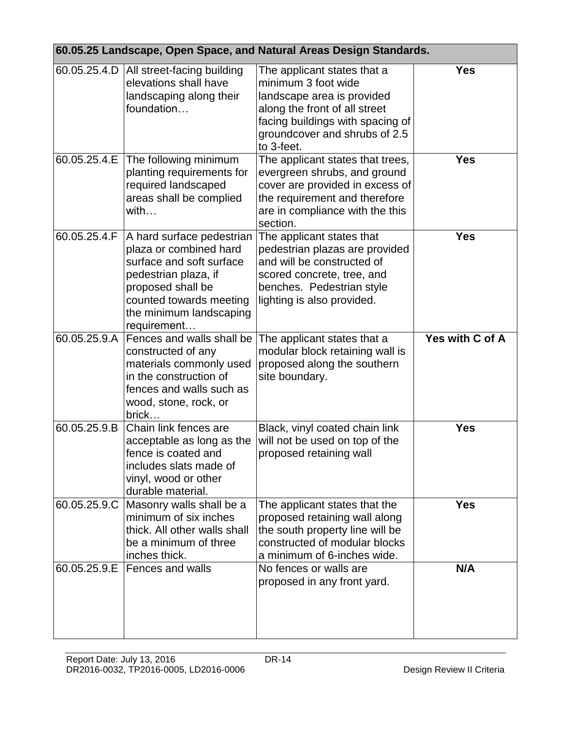| 60.05.25 Landscape, Open Space, and Natural Areas Design Standards. | | | |
|---|---|---|---|
| 60.05.25.4.D | All street-facing building elevations shall have landscaping along their foundation… | The applicant states that a minimum 3 foot wide landscape area is provided along the front of all street facing buildings with spacing of groundcover and shrubs of 2.5 to 3-feet. | **Yes** |
| 60.05.25.4.E | The following minimum planting requirements for required landscaped areas shall be complied with… | The applicant states that trees, evergreen shrubs, and ground cover are provided in excess of the requirement and therefore are in compliance with the this section. | **Yes** |
| 60.05.25.4.F | A hard surface pedestrian plaza or combined hard surface and soft surface pedestrian plaza, if proposed shall be counted towards meeting the minimum landscaping requirement… | The applicant states that pedestrian plazas are provided and will be constructed of scored concrete, tree, and benches. Pedestrian style lighting is also provided. | **Yes** |
| 60.05.25.9.A | Fences and walls shall be constructed of any materials commonly used in the construction of fences and walls such as wood, stone, rock, or brick… | The applicant states that a modular block retaining wall is proposed along the southern site boundary. | **Yes with C of A** |
| 60.05.25.9.B | Chain link fences are acceptable as long as the fence is coated and includes slats made of vinyl, wood or other durable material. | Black, vinyl coated chain link will not be used on top of the proposed retaining wall | **Yes** |
| 60.05.25.9.C | Masonry walls shall be a minimum of six inches thick. All other walls shall be a minimum of three inches thick. | The applicant states that the proposed retaining wall along the south property line will be constructed of modular blocks a minimum of 6-inches wide. | **Yes** |
| 60.05.25.9.E | Fences and walls | No fences or walls are proposed in any front yard. | **N/A** |

Report Date: July 13, 2016
DR2016-0032, TP2016-0005, LD2016-0006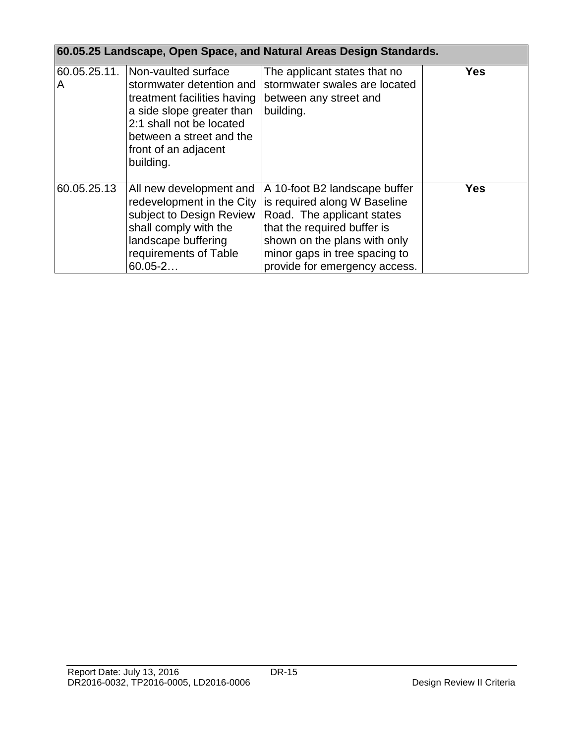| 60.05.25 Landscape, Open Space, and Natural Areas Design Standards. | | | |
|---|---|---|---|
| 60.05.25.11.A | Non-vaulted surface stormwater detention and treatment facilities having a side slope greater than 2:1 shall not be located between a street and the front of an adjacent building. | The applicant states that no stormwater swales are located between any street and building. | **Yes** |
| 60.05.25.13 | All new development and redevelopment in the City subject to Design Review shall comply with the landscape buffering requirements of Table 60.05-2… | A 10-foot B2 landscape buffer is required along W Baseline Road. The applicant states that the required buffer is shown on the plans with only minor gaps in tree spacing to provide for emergency access. | **Yes** |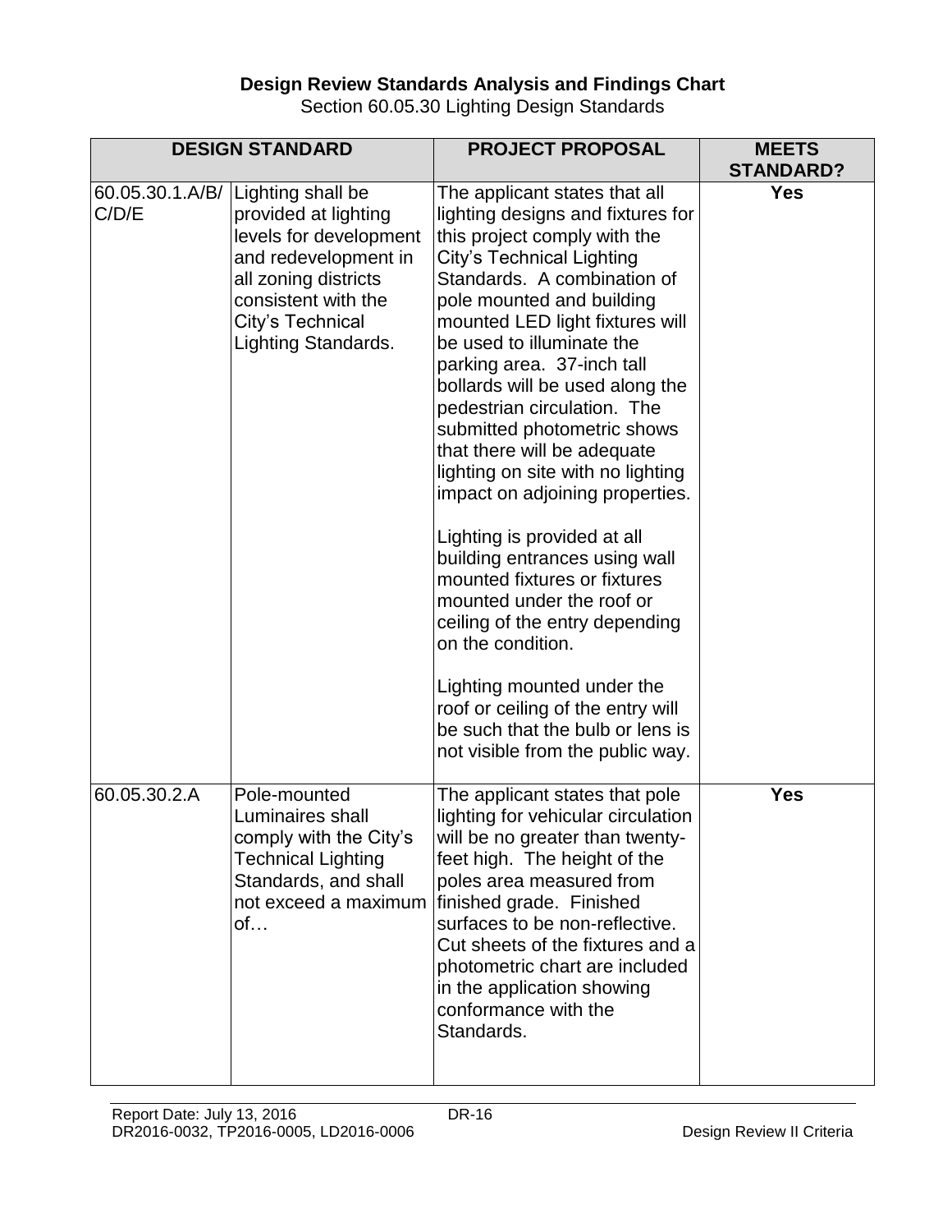**Design Review Standards Analysis and Findings Chart**

Section 60.05.30 Lighting Design Standards

| DESIGN STANDARD | | PROJECT PROPOSAL | MEETS STANDARD? |
|---|---|---|---|
| 60.05.30.1.A/B/ C/D/E | Lighting shall be provided at lighting levels for development and redevelopment in all zoning districts consistent with the City's Technical Lighting Standards. | The applicant states that all lighting designs and fixtures for this project comply with the City's Technical Lighting Standards. A combination of pole mounted and building mounted LED light fixtures will be used to illuminate the parking area. 37-inch tall bollards will be used along the pedestrian circulation. The submitted photometric shows that there will be adequate lighting on site with no lighting impact on adjoining properties.<br><br>Lighting is provided at all building entrances using wall mounted fixtures or fixtures mounted under the roof or ceiling of the entry depending on the condition.<br><br>Lighting mounted under the roof or ceiling of the entry will be such that the bulb or lens is not visible from the public way. | **Yes** |
| 60.05.30.2.A | Pole-mounted Luminaires shall comply with the City's Technical Lighting Standards, and shall not exceed a maximum of… | The applicant states that pole lighting for vehicular circulation will be no greater than twenty-feet high. The height of the poles area measured from finished grade. Finished surfaces to be non-reflective. Cut sheets of the fixtures and a photometric chart are included in the application showing conformance with the Standards. | **Yes** |

Report Date: July 13, 2016
DR2016-0032, TP2016-0005, LD2016-0006
DR-16
Design Review II Criteria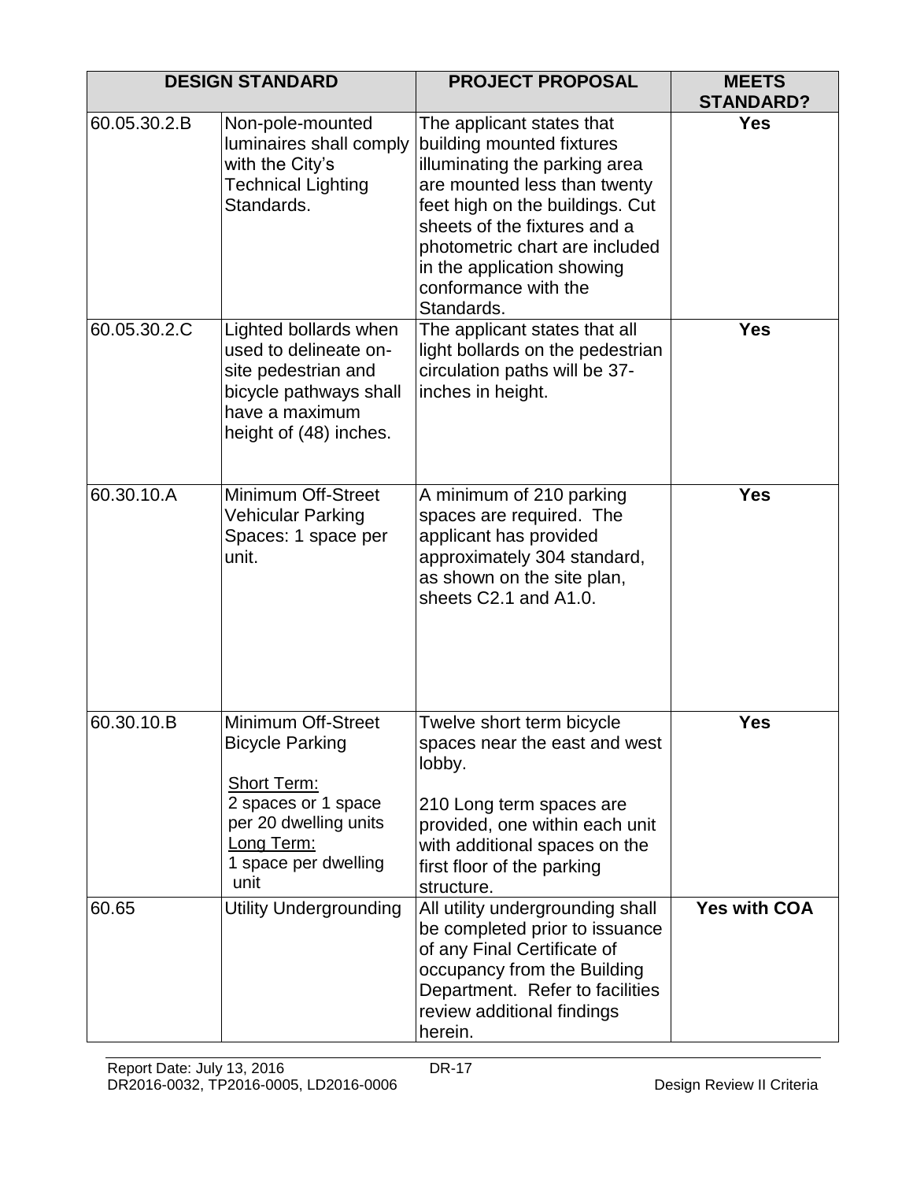| DESIGN STANDARD | | PROJECT PROPOSAL | MEETS STANDARD? |
|---|---|---|---|
| 60.05.30.2.B | Non-pole-mounted luminaires shall comply with the City's Technical Lighting Standards. | The applicant states that building mounted fixtures illuminating the parking area are mounted less than twenty feet high on the buildings. Cut sheets of the fixtures and a photometric chart are included in the application showing conformance with the Standards. | **Yes** |
| 60.05.30.2.C | Lighted bollards when used to delineate on-site pedestrian and bicycle pathways shall have a maximum height of (48) inches. | The applicant states that all light bollards on the pedestrian circulation paths will be 37-inches in height. | **Yes** |
| 60.30.10.A | Minimum Off-Street Vehicular Parking Spaces: 1 space per unit. | A minimum of 210 parking spaces are required. The applicant has provided approximately 304 standard, as shown on the site plan, sheets C2.1 and A1.0. | **Yes** |
| 60.30.10.B | Minimum Off-Street Bicycle Parking<br><br>Short Term:<br>2 spaces or 1 space per 20 dwelling units<br>Long Term:<br>1 space per dwelling unit | Twelve short term bicycle spaces near the east and west lobby.<br><br>210 Long term spaces are provided, one within each unit with additional spaces on the first floor of the parking structure. | **Yes** |
| 60.65 | Utility Undergrounding | All utility undergrounding shall be completed prior to issuance of any Final Certificate of occupancy from the Building Department. Refer to facilities review additional findings herein. | **Yes with COA** |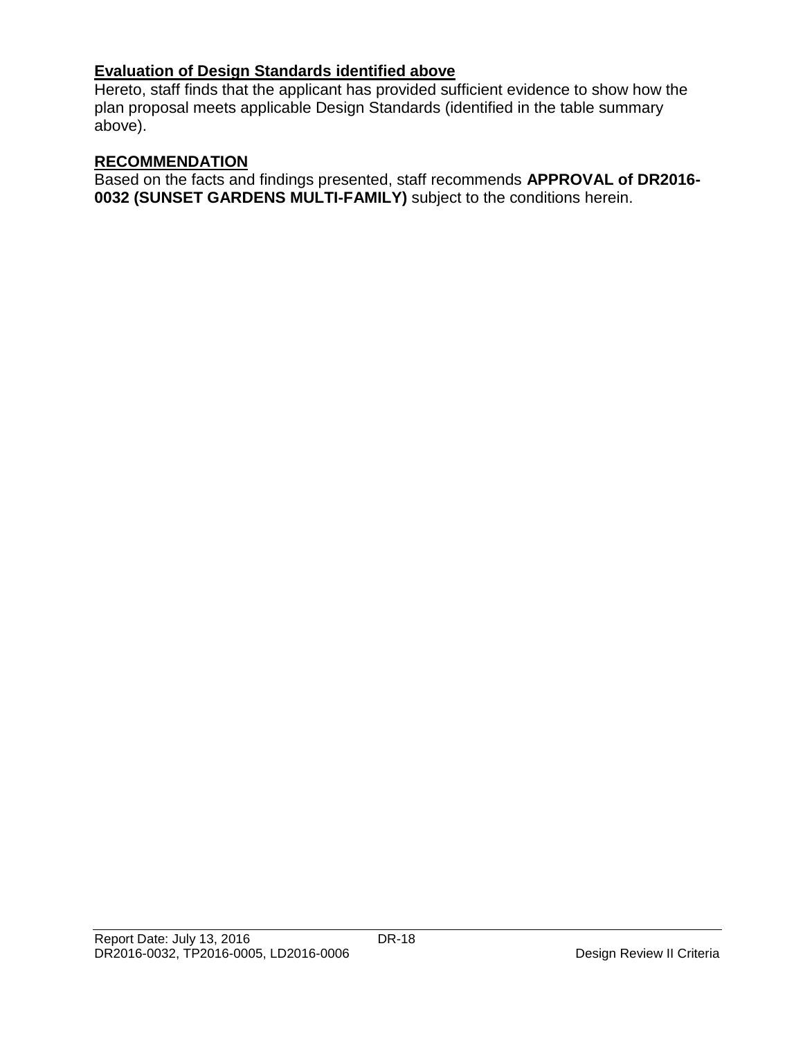**Evaluation of Design Standards identified above**

Hereto, staff finds that the applicant has provided sufficient evidence to show how the plan proposal meets applicable Design Standards (identified in the table summary above).

**RECOMMENDATION**

Based on the facts and findings presented, staff recommends **APPROVAL of DR2016-0032 (SUNSET GARDENS MULTI-FAMILY)** subject to the conditions herein.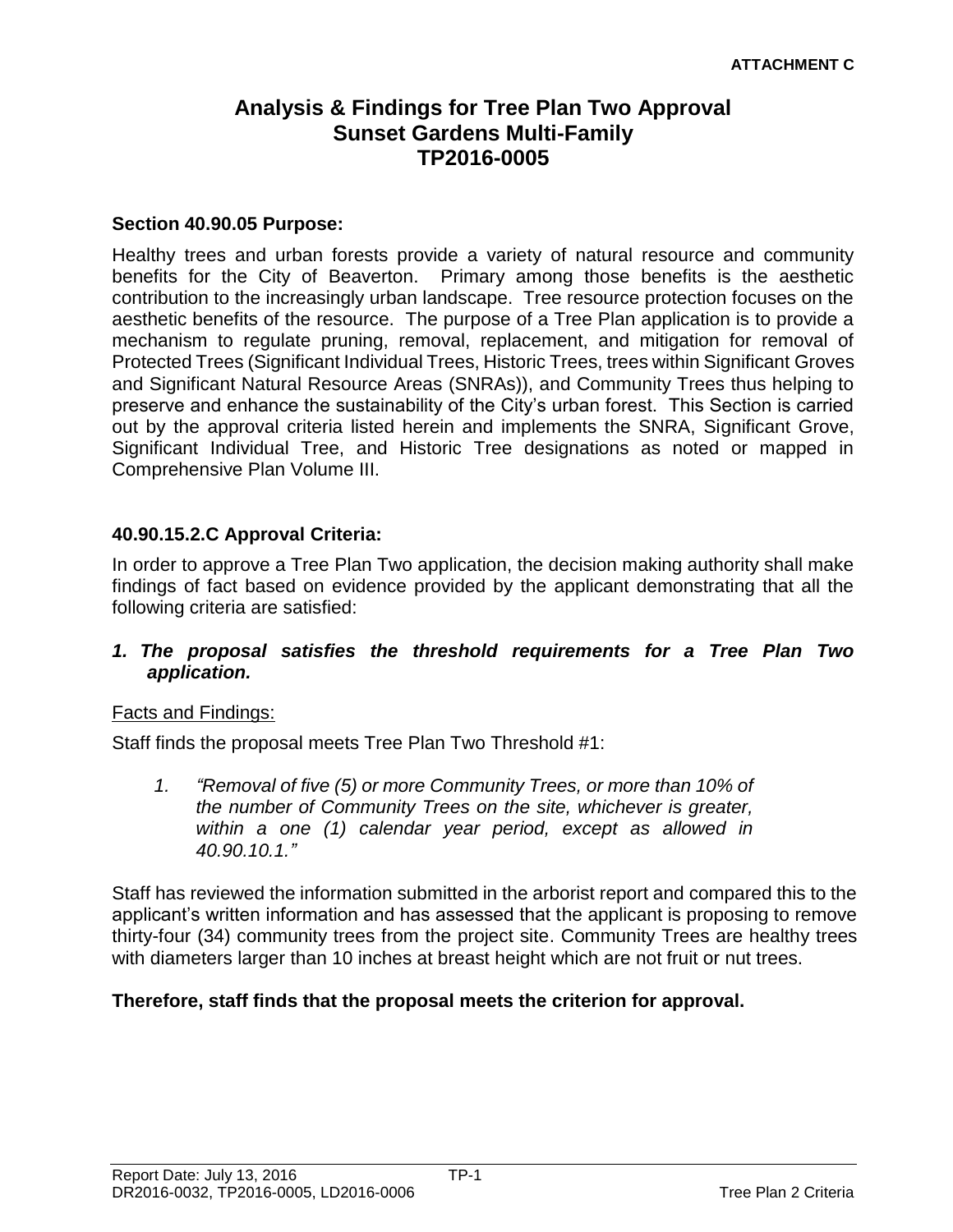**ATTACHMENT C**

# Analysis & Findings for Tree Plan Two Approval
# Sunset Gardens Multi-Family
# TP2016-0005

## Section 40.90.05 Purpose:

Healthy trees and urban forests provide a variety of natural resource and community benefits for the City of Beaverton. Primary among those benefits is the aesthetic contribution to the increasingly urban landscape. Tree resource protection focuses on the aesthetic benefits of the resource. The purpose of a Tree Plan application is to provide a mechanism to regulate pruning, removal, replacement, and mitigation for removal of Protected Trees (Significant Individual Trees, Historic Trees, trees within Significant Groves and Significant Natural Resource Areas (SNRAs)), and Community Trees thus helping to preserve and enhance the sustainability of the City's urban forest. This Section is carried out by the approval criteria listed herein and implements the SNRA, Significant Grove, Significant Individual Tree, and Historic Tree designations as noted or mapped in Comprehensive Plan Volume III.

## 40.90.15.2.C Approval Criteria:

In order to approve a Tree Plan Two application, the decision making authority shall make findings of fact based on evidence provided by the applicant demonstrating that all the following criteria are satisfied:

***1. The proposal satisfies the threshold requirements for a Tree Plan Two application.***

Facts and Findings:

Staff finds the proposal meets Tree Plan Two Threshold #1:

> 1. *"Removal of five (5) or more Community Trees, or more than 10% of the number of Community Trees on the site, whichever is greater, within a one (1) calendar year period, except as allowed in 40.90.10.1."*

Staff has reviewed the information submitted in the arborist report and compared this to the applicant's written information and has assessed that the applicant is proposing to remove thirty-four (34) community trees from the project site. Community Trees are healthy trees with diameters larger than 10 inches at breast height which are not fruit or nut trees.

**Therefore, staff finds that the proposal meets the criterion for approval.**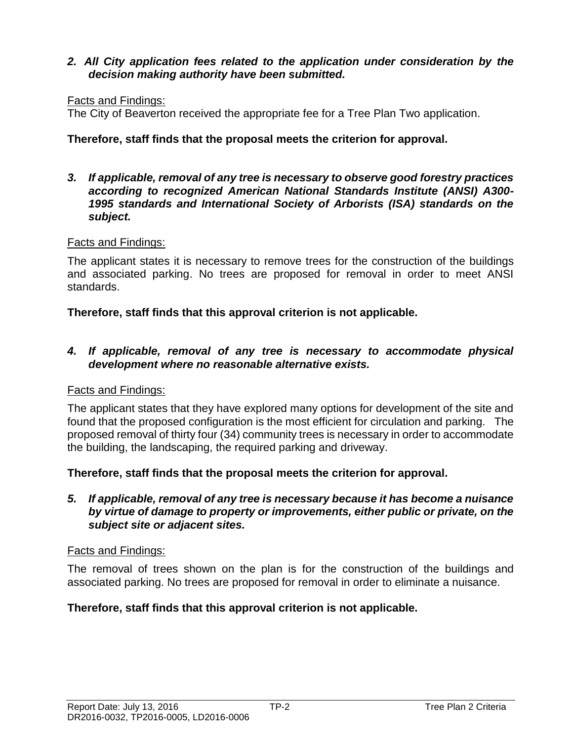***2. All City application fees related to the application under consideration by the decision making authority have been submitted.***

Facts and Findings:
The City of Beaverton received the appropriate fee for a Tree Plan Two application.

**Therefore, staff finds that the proposal meets the criterion for approval.**

***3. If applicable, removal of any tree is necessary to observe good forestry practices according to recognized American National Standards Institute (ANSI) A300-1995 standards and International Society of Arborists (ISA) standards on the subject.***

Facts and Findings:

The applicant states it is necessary to remove trees for the construction of the buildings and associated parking. No trees are proposed for removal in order to meet ANSI standards.

**Therefore, staff finds that this approval criterion is not applicable.**

***4. If applicable, removal of any tree is necessary to accommodate physical development where no reasonable alternative exists.***

Facts and Findings:

The applicant states that they have explored many options for development of the site and found that the proposed configuration is the most efficient for circulation and parking. The proposed removal of thirty four (34) community trees is necessary in order to accommodate the building, the landscaping, the required parking and driveway.

**Therefore, staff finds that the proposal meets the criterion for approval.**

***5. If applicable, removal of any tree is necessary because it has become a nuisance by virtue of damage to property or improvements, either public or private, on the subject site or adjacent sites.***

Facts and Findings:

The removal of trees shown on the plan is for the construction of the buildings and associated parking. No trees are proposed for removal in order to eliminate a nuisance.

**Therefore, staff finds that this approval criterion is not applicable.**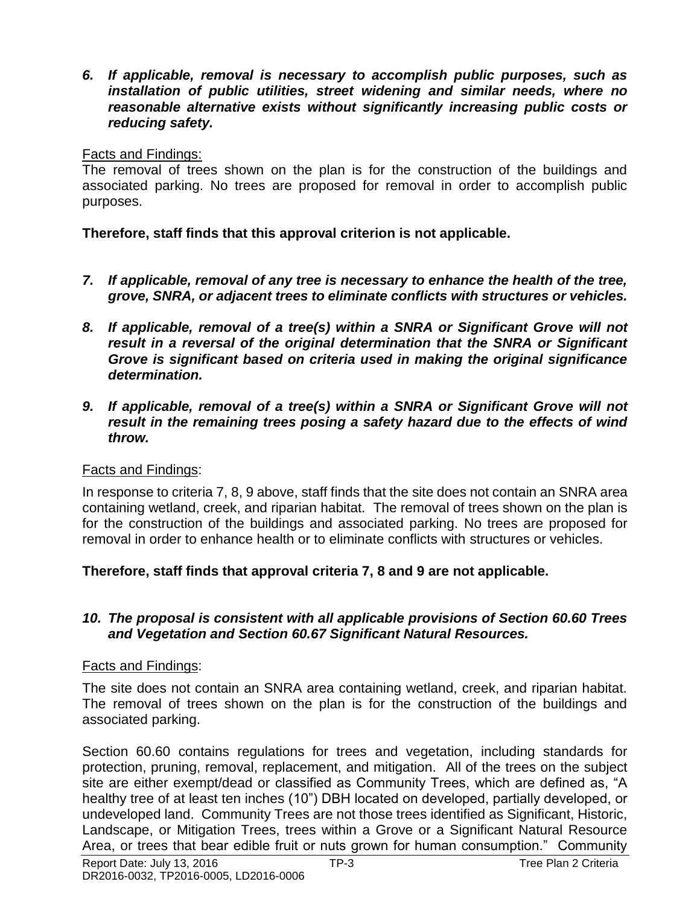*6. **If applicable, removal is necessary to accomplish public purposes, such as installation of public utilities, street widening and similar needs, where no reasonable alternative exists without significantly increasing public costs or reducing safety.***

Facts and Findings:

The removal of trees shown on the plan is for the construction of the buildings and associated parking. No trees are proposed for removal in order to accomplish public purposes.

**Therefore, staff finds that this approval criterion is not applicable.**

*7. **If applicable, removal of any tree is necessary to enhance the health of the tree, grove, SNRA, or adjacent trees to eliminate conflicts with structures or vehicles.***

*8. **If applicable, removal of a tree(s) within a SNRA or Significant Grove will not result in a reversal of the original determination that the SNRA or Significant Grove is significant based on criteria used in making the original significance determination.***

*9. **If applicable, removal of a tree(s) within a SNRA or Significant Grove will not result in the remaining trees posing a safety hazard due to the effects of wind throw.***

Facts and Findings:

In response to criteria 7, 8, 9 above, staff finds that the site does not contain an SNRA area containing wetland, creek, and riparian habitat. The removal of trees shown on the plan is for the construction of the buildings and associated parking. No trees are proposed for removal in order to enhance health or to eliminate conflicts with structures or vehicles.

**Therefore, staff finds that approval criteria 7, 8 and 9 are not applicable.**

*10. **The proposal is consistent with all applicable provisions of Section 60.60 Trees and Vegetation and Section 60.67 Significant Natural Resources.***

Facts and Findings:

The site does not contain an SNRA area containing wetland, creek, and riparian habitat. The removal of trees shown on the plan is for the construction of the buildings and associated parking.

Section 60.60 contains regulations for trees and vegetation, including standards for protection, pruning, removal, replacement, and mitigation. All of the trees on the subject site are either exempt/dead or classified as Community Trees, which are defined as, "A healthy tree of at least ten inches (10") DBH located on developed, partially developed, or undeveloped land. Community Trees are not those trees identified as Significant, Historic, Landscape, or Mitigation Trees, trees within a Grove or a Significant Natural Resource Area, or trees that bear edible fruit or nuts grown for human consumption." Community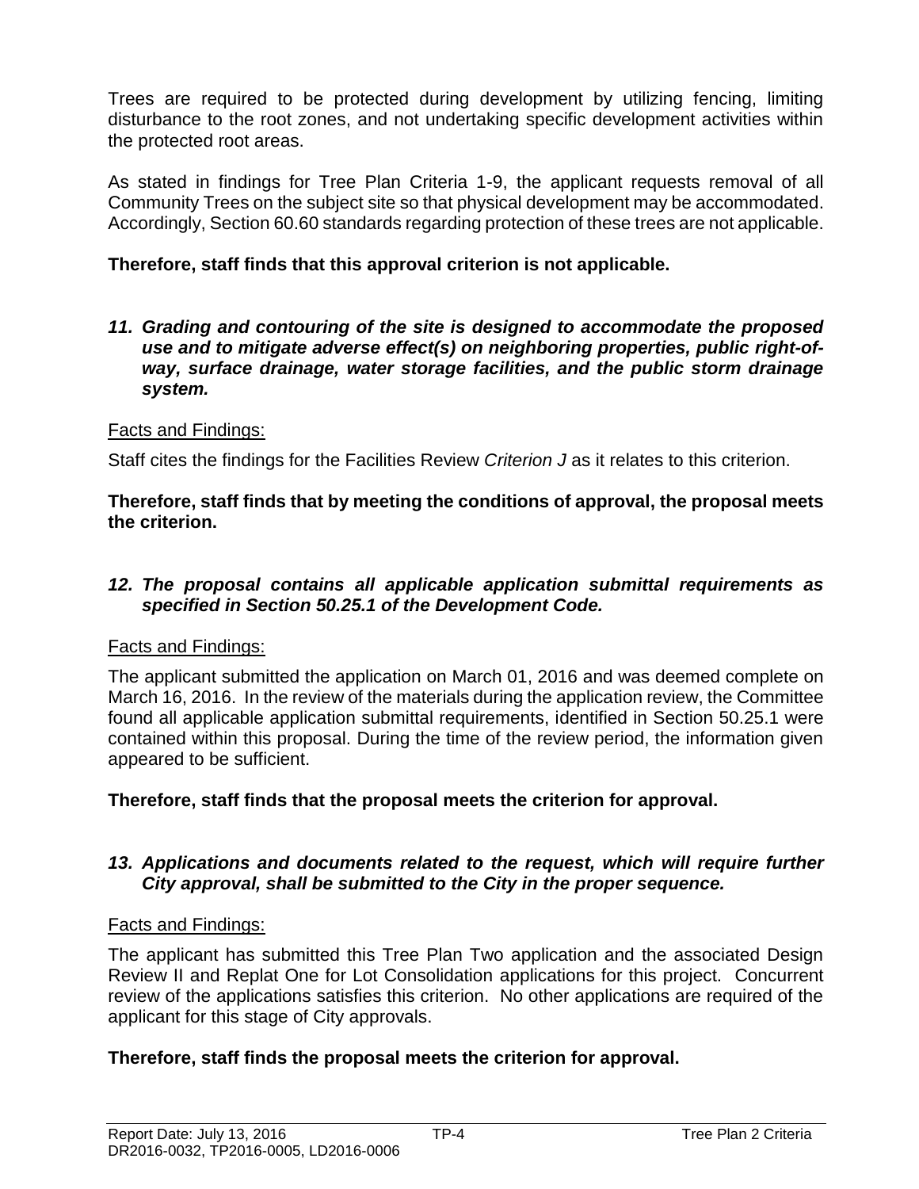Trees are required to be protected during development by utilizing fencing, limiting disturbance to the root zones, and not undertaking specific development activities within the protected root areas.

As stated in findings for Tree Plan Criteria 1-9, the applicant requests removal of all Community Trees on the subject site so that physical development may be accommodated. Accordingly, Section 60.60 standards regarding protection of these trees are not applicable.

**Therefore, staff finds that this approval criterion is not applicable.**

***11. Grading and contouring of the site is designed to accommodate the proposed use and to mitigate adverse effect(s) on neighboring properties, public right-of-way, surface drainage, water storage facilities, and the public storm drainage system.***

Facts and Findings:

Staff cites the findings for the Facilities Review *Criterion J* as it relates to this criterion.

**Therefore, staff finds that by meeting the conditions of approval, the proposal meets the criterion.**

***12. The proposal contains all applicable application submittal requirements as specified in Section 50.25.1 of the Development Code.***

Facts and Findings:

The applicant submitted the application on March 01, 2016 and was deemed complete on March 16, 2016. In the review of the materials during the application review, the Committee found all applicable application submittal requirements, identified in Section 50.25.1 were contained within this proposal. During the time of the review period, the information given appeared to be sufficient.

**Therefore, staff finds that the proposal meets the criterion for approval.**

***13. Applications and documents related to the request, which will require further City approval, shall be submitted to the City in the proper sequence.***

Facts and Findings:

The applicant has submitted this Tree Plan Two application and the associated Design Review II and Replat One for Lot Consolidation applications for this project. Concurrent review of the applications satisfies this criterion. No other applications are required of the applicant for this stage of City approvals.

**Therefore, staff finds the proposal meets the criterion for approval.**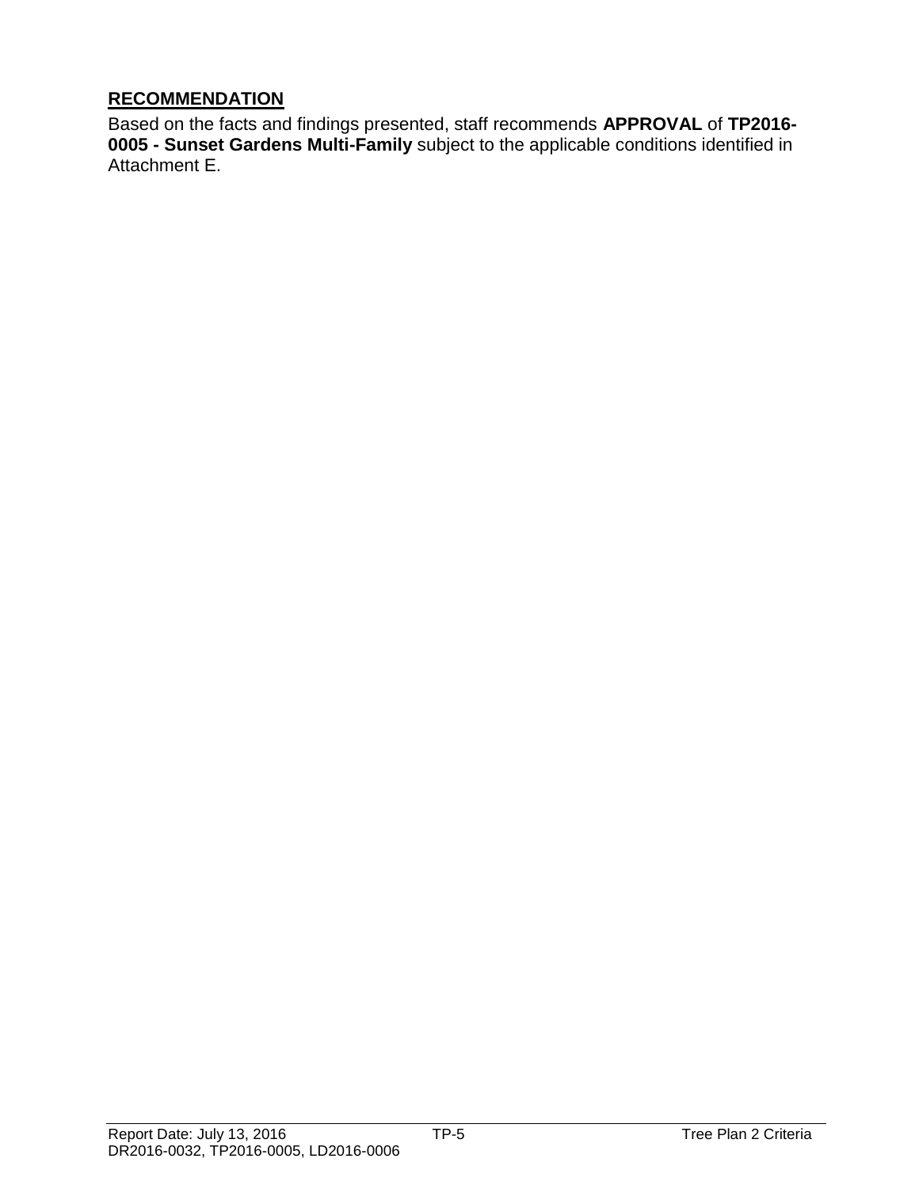## RECOMMENDATION

Based on the facts and findings presented, staff recommends **APPROVAL** of **TP2016-0005 - Sunset Gardens Multi-Family** subject to the applicable conditions identified in Attachment E.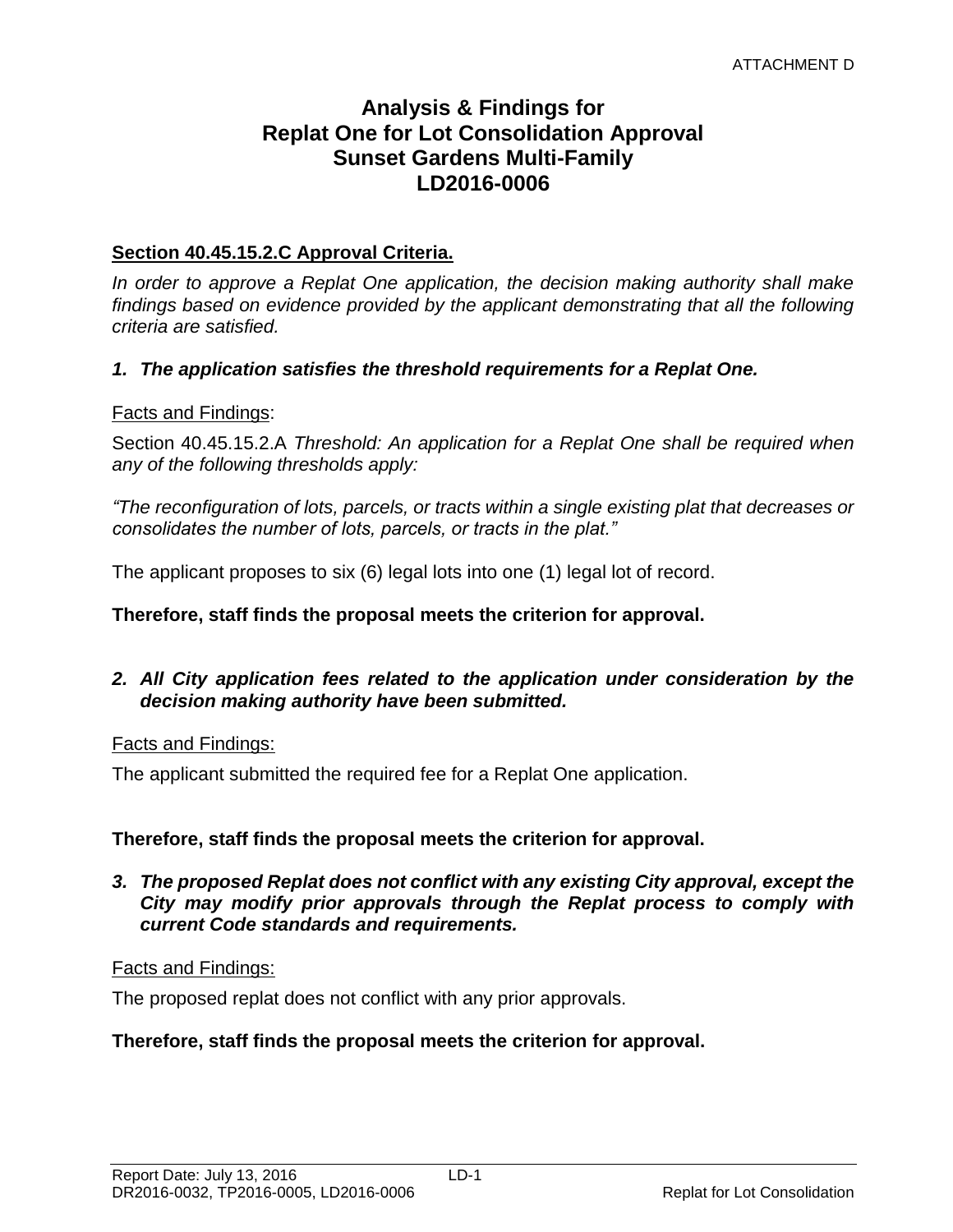ATTACHMENT D

# Analysis & Findings for Replat One for Lot Consolidation Approval Sunset Gardens Multi-Family LD2016-0006

**Section 40.45.15.2.C Approval Criteria.**

*In order to approve a Replat One application, the decision making authority shall make findings based on evidence provided by the applicant demonstrating that all the following criteria are satisfied.*

***1. The application satisfies the threshold requirements for a Replat One.***

Facts and Findings:

Section 40.45.15.2.A *Threshold: An application for a Replat One shall be required when any of the following thresholds apply:*

*"The reconfiguration of lots, parcels, or tracts within a single existing plat that decreases or consolidates the number of lots, parcels, or tracts in the plat."*

The applicant proposes to six (6) legal lots into one (1) legal lot of record.

**Therefore, staff finds the proposal meets the criterion for approval.**

***2. All City application fees related to the application under consideration by the decision making authority have been submitted.***

Facts and Findings:

The applicant submitted the required fee for a Replat One application.

**Therefore, staff finds the proposal meets the criterion for approval.**

***3. The proposed Replat does not conflict with any existing City approval, except the City may modify prior approvals through the Replat process to comply with current Code standards and requirements.***

Facts and Findings:

The proposed replat does not conflict with any prior approvals.

**Therefore, staff finds the proposal meets the criterion for approval.**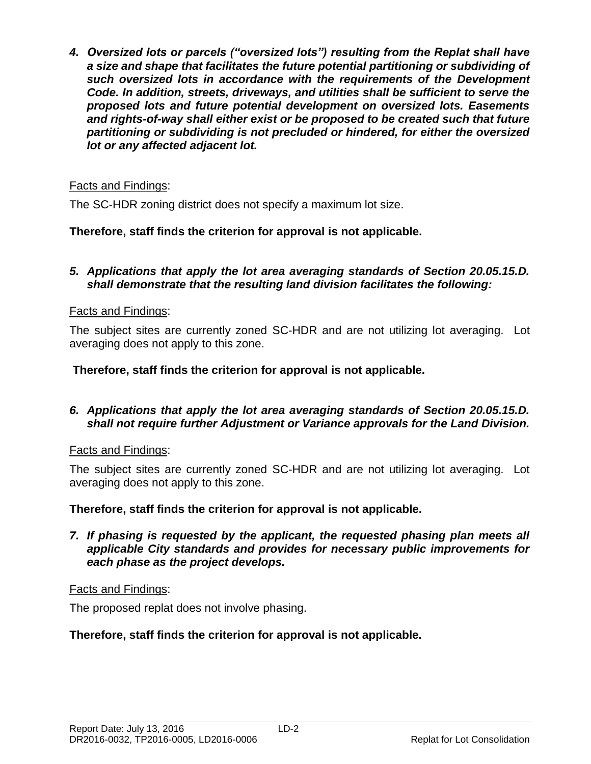4. ***Oversized lots or parcels ("oversized lots") resulting from the Replat shall have a size and shape that facilitates the future potential partitioning or subdividing of such oversized lots in accordance with the requirements of the Development Code. In addition, streets, driveways, and utilities shall be sufficient to serve the proposed lots and future potential development on oversized lots. Easements and rights-of-way shall either exist or be proposed to be created such that future partitioning or subdividing is not precluded or hindered, for either the oversized lot or any affected adjacent lot.***

Facts and Findings:

The SC-HDR zoning district does not specify a maximum lot size.

**Therefore, staff finds the criterion for approval is not applicable.**

5. ***Applications that apply the lot area averaging standards of Section 20.05.15.D. shall demonstrate that the resulting land division facilitates the following:***

Facts and Findings:

The subject sites are currently zoned SC-HDR and are not utilizing lot averaging. Lot averaging does not apply to this zone.

**Therefore, staff finds the criterion for approval is not applicable.**

6. ***Applications that apply the lot area averaging standards of Section 20.05.15.D. shall not require further Adjustment or Variance approvals for the Land Division.***

Facts and Findings:

The subject sites are currently zoned SC-HDR and are not utilizing lot averaging. Lot averaging does not apply to this zone.

**Therefore, staff finds the criterion for approval is not applicable.**

7. ***If phasing is requested by the applicant, the requested phasing plan meets all applicable City standards and provides for necessary public improvements for each phase as the project develops.***

Facts and Findings:

The proposed replat does not involve phasing.

**Therefore, staff finds the criterion for approval is not applicable.**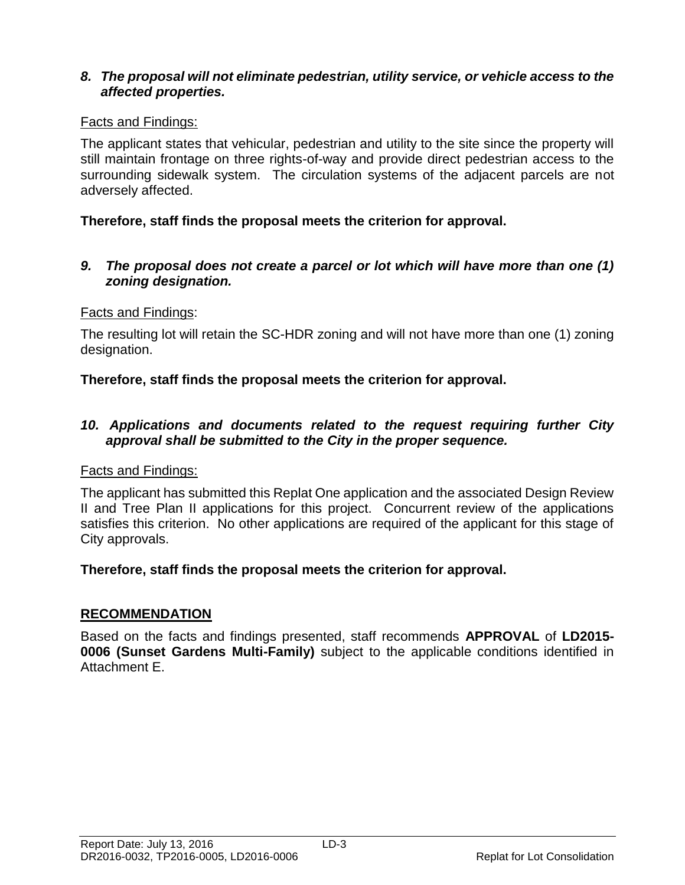*8. The proposal will not eliminate pedestrian, utility service, or vehicle access to the affected properties.*

Facts and Findings:

The applicant states that vehicular, pedestrian and utility to the site since the property will still maintain frontage on three rights-of-way and provide direct pedestrian access to the surrounding sidewalk system. The circulation systems of the adjacent parcels are not adversely affected.

**Therefore, staff finds the proposal meets the criterion for approval.**

*9. The proposal does not create a parcel or lot which will have more than one (1) zoning designation.*

Facts and Findings:

The resulting lot will retain the SC-HDR zoning and will not have more than one (1) zoning designation.

**Therefore, staff finds the proposal meets the criterion for approval.**

*10. Applications and documents related to the request requiring further City approval shall be submitted to the City in the proper sequence.*

Facts and Findings:

The applicant has submitted this Replat One application and the associated Design Review II and Tree Plan II applications for this project. Concurrent review of the applications satisfies this criterion. No other applications are required of the applicant for this stage of City approvals.

**Therefore, staff finds the proposal meets the criterion for approval.**

## RECOMMENDATION

Based on the facts and findings presented, staff recommends **APPROVAL** of **LD2015-0006 (Sunset Gardens Multi-Family)** subject to the applicable conditions identified in Attachment E.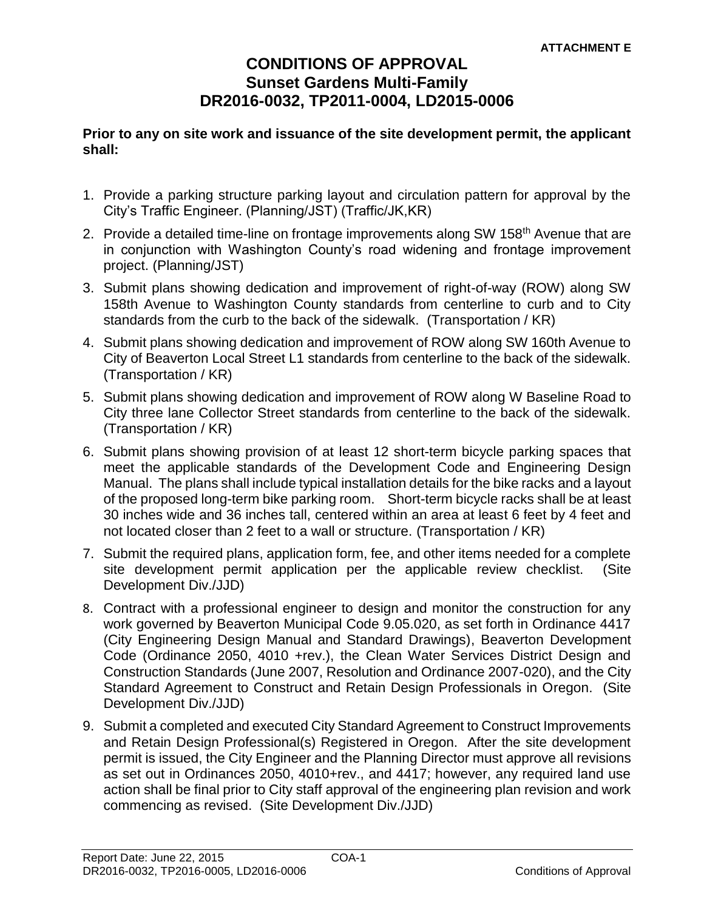**ATTACHMENT E**

# CONDITIONS OF APPROVAL
## Sunset Gardens Multi-Family
## DR2016-0032, TP2011-0004, LD2015-0006

**Prior to any on site work and issuance of the site development permit, the applicant shall:**

1. Provide a parking structure parking layout and circulation pattern for approval by the City's Traffic Engineer. (Planning/JST) (Traffic/JK,KR)
2. Provide a detailed time-line on frontage improvements along SW 158th Avenue that are in conjunction with Washington County's road widening and frontage improvement project. (Planning/JST)
3. Submit plans showing dedication and improvement of right-of-way (ROW) along SW 158th Avenue to Washington County standards from centerline to curb and to City standards from the curb to the back of the sidewalk. (Transportation / KR)
4. Submit plans showing dedication and improvement of ROW along SW 160th Avenue to City of Beaverton Local Street L1 standards from centerline to the back of the sidewalk. (Transportation / KR)
5. Submit plans showing dedication and improvement of ROW along W Baseline Road to City three lane Collector Street standards from centerline to the back of the sidewalk. (Transportation / KR)
6. Submit plans showing provision of at least 12 short-term bicycle parking spaces that meet the applicable standards of the Development Code and Engineering Design Manual. The plans shall include typical installation details for the bike racks and a layout of the proposed long-term bike parking room. Short-term bicycle racks shall be at least 30 inches wide and 36 inches tall, centered within an area at least 6 feet by 4 feet and not located closer than 2 feet to a wall or structure. (Transportation / KR)
7. Submit the required plans, application form, fee, and other items needed for a complete site development permit application per the applicable review checklist. (Site Development Div./JJD)
8. Contract with a professional engineer to design and monitor the construction for any work governed by Beaverton Municipal Code 9.05.020, as set forth in Ordinance 4417 (City Engineering Design Manual and Standard Drawings), Beaverton Development Code (Ordinance 2050, 4010 +rev.), the Clean Water Services District Design and Construction Standards (June 2007, Resolution and Ordinance 2007-020), and the City Standard Agreement to Construct and Retain Design Professionals in Oregon. (Site Development Div./JJD)
9. Submit a completed and executed City Standard Agreement to Construct Improvements and Retain Design Professional(s) Registered in Oregon. After the site development permit is issued, the City Engineer and the Planning Director must approve all revisions as set out in Ordinances 2050, 4010+rev., and 4417; however, any required land use action shall be final prior to City staff approval of the engineering plan revision and work commencing as revised. (Site Development Div./JJD)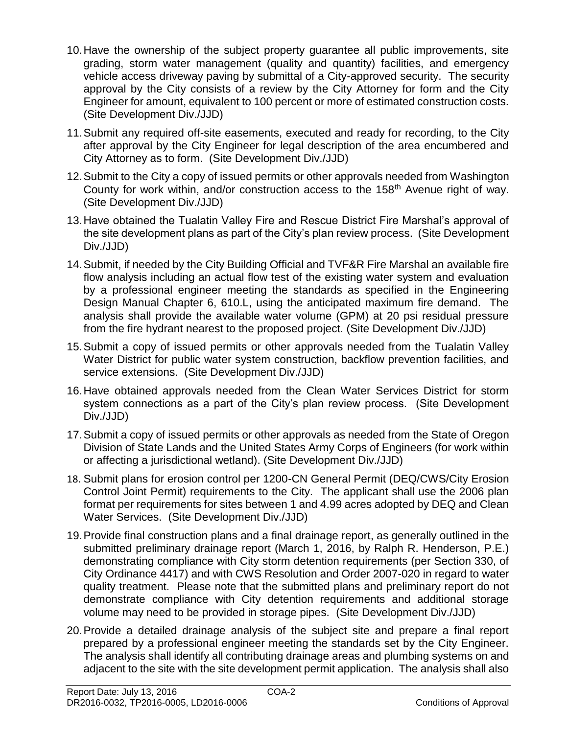10. Have the ownership of the subject property guarantee all public improvements, site grading, storm water management (quality and quantity) facilities, and emergency vehicle access driveway paving by submittal of a City-approved security. The security approval by the City consists of a review by the City Attorney for form and the City Engineer for amount, equivalent to 100 percent or more of estimated construction costs. (Site Development Div./JJD)

11. Submit any required off-site easements, executed and ready for recording, to the City after approval by the City Engineer for legal description of the area encumbered and City Attorney as to form. (Site Development Div./JJD)

12. Submit to the City a copy of issued permits or other approvals needed from Washington County for work within, and/or construction access to the 158th Avenue right of way. (Site Development Div./JJD)

13. Have obtained the Tualatin Valley Fire and Rescue District Fire Marshal's approval of the site development plans as part of the City's plan review process. (Site Development Div./JJD)

14. Submit, if needed by the City Building Official and TVF&R Fire Marshal an available fire flow analysis including an actual flow test of the existing water system and evaluation by a professional engineer meeting the standards as specified in the Engineering Design Manual Chapter 6, 610.L, using the anticipated maximum fire demand. The analysis shall provide the available water volume (GPM) at 20 psi residual pressure from the fire hydrant nearest to the proposed project. (Site Development Div./JJD)

15. Submit a copy of issued permits or other approvals needed from the Tualatin Valley Water District for public water system construction, backflow prevention facilities, and service extensions. (Site Development Div./JJD)

16. Have obtained approvals needed from the Clean Water Services District for storm system connections as a part of the City's plan review process. (Site Development Div./JJD)

17. Submit a copy of issued permits or other approvals as needed from the State of Oregon Division of State Lands and the United States Army Corps of Engineers (for work within or affecting a jurisdictional wetland). (Site Development Div./JJD)

18. Submit plans for erosion control per 1200-CN General Permit (DEQ/CWS/City Erosion Control Joint Permit) requirements to the City. The applicant shall use the 2006 plan format per requirements for sites between 1 and 4.99 acres adopted by DEQ and Clean Water Services. (Site Development Div./JJD)

19. Provide final construction plans and a final drainage report, as generally outlined in the submitted preliminary drainage report (March 1, 2016, by Ralph R. Henderson, P.E.) demonstrating compliance with City storm detention requirements (per Section 330, of City Ordinance 4417) and with CWS Resolution and Order 2007-020 in regard to water quality treatment. Please note that the submitted plans and preliminary report do not demonstrate compliance with City detention requirements and additional storage volume may need to be provided in storage pipes. (Site Development Div./JJD)

20. Provide a detailed drainage analysis of the subject site and prepare a final report prepared by a professional engineer meeting the standards set by the City Engineer. The analysis shall identify all contributing drainage areas and plumbing systems on and adjacent to the site with the site development permit application. The analysis shall also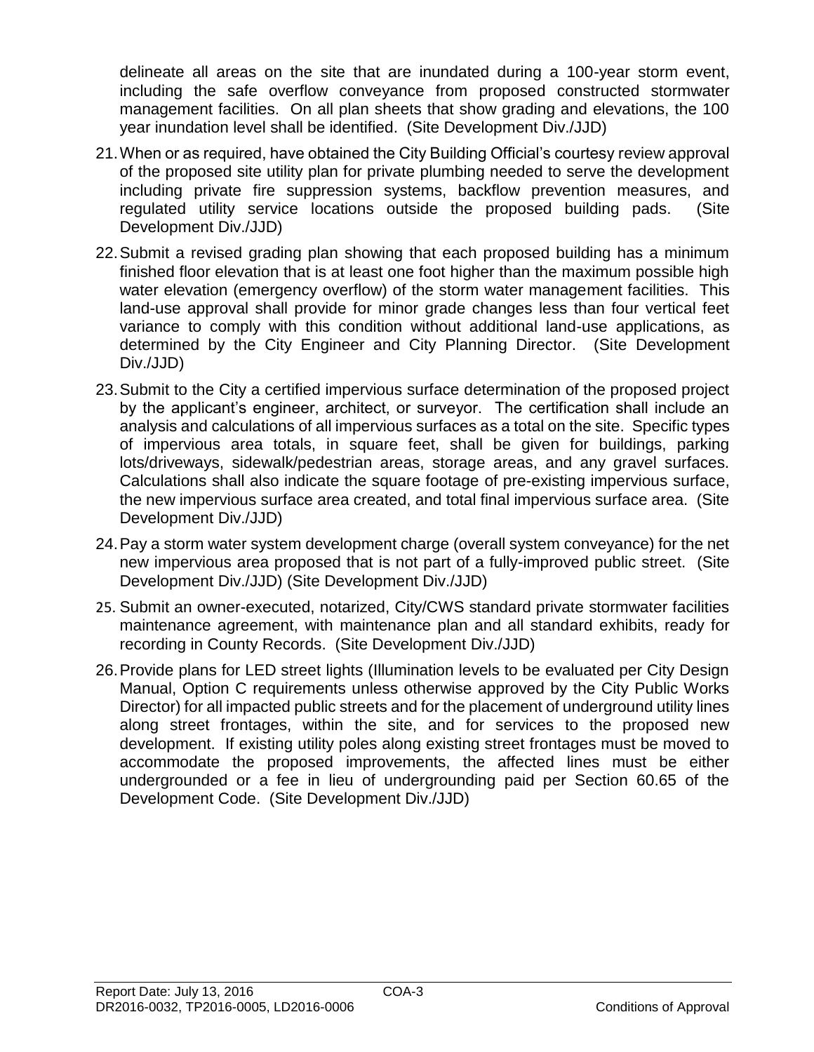delineate all areas on the site that are inundated during a 100-year storm event, including the safe overflow conveyance from proposed constructed stormwater management facilities. On all plan sheets that show grading and elevations, the 100 year inundation level shall be identified. (Site Development Div./JJD)

21. When or as required, have obtained the City Building Official's courtesy review approval of the proposed site utility plan for private plumbing needed to serve the development including private fire suppression systems, backflow prevention measures, and regulated utility service locations outside the proposed building pads. (Site Development Div./JJD)

22. Submit a revised grading plan showing that each proposed building has a minimum finished floor elevation that is at least one foot higher than the maximum possible high water elevation (emergency overflow) of the storm water management facilities. This land-use approval shall provide for minor grade changes less than four vertical feet variance to comply with this condition without additional land-use applications, as determined by the City Engineer and City Planning Director. (Site Development Div./JJD)

23. Submit to the City a certified impervious surface determination of the proposed project by the applicant's engineer, architect, or surveyor. The certification shall include an analysis and calculations of all impervious surfaces as a total on the site. Specific types of impervious area totals, in square feet, shall be given for buildings, parking lots/driveways, sidewalk/pedestrian areas, storage areas, and any gravel surfaces. Calculations shall also indicate the square footage of pre-existing impervious surface, the new impervious surface area created, and total final impervious surface area. (Site Development Div./JJD)

24. Pay a storm water system development charge (overall system conveyance) for the net new impervious area proposed that is not part of a fully-improved public street. (Site Development Div./JJD) (Site Development Div./JJD)

25. Submit an owner-executed, notarized, City/CWS standard private stormwater facilities maintenance agreement, with maintenance plan and all standard exhibits, ready for recording in County Records. (Site Development Div./JJD)

26. Provide plans for LED street lights (Illumination levels to be evaluated per City Design Manual, Option C requirements unless otherwise approved by the City Public Works Director) for all impacted public streets and for the placement of underground utility lines along street frontages, within the site, and for services to the proposed new development. If existing utility poles along existing street frontages must be moved to accommodate the proposed improvements, the affected lines must be either undergrounded or a fee in lieu of undergrounding paid per Section 60.65 of the Development Code. (Site Development Div./JJD)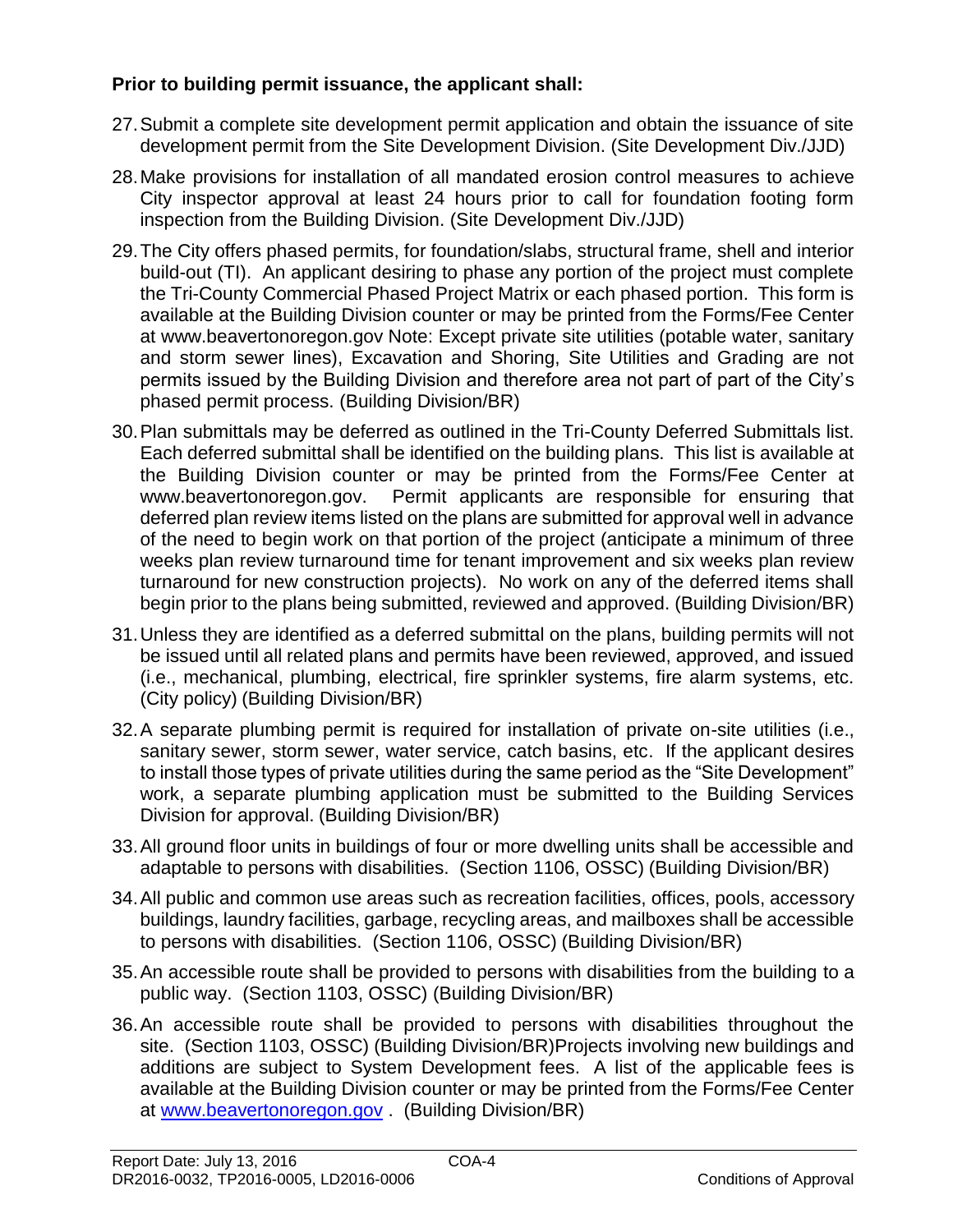**Prior to building permit issuance, the applicant shall:**

27. Submit a complete site development permit application and obtain the issuance of site development permit from the Site Development Division. (Site Development Div./JJD)

28. Make provisions for installation of all mandated erosion control measures to achieve City inspector approval at least 24 hours prior to call for foundation footing form inspection from the Building Division. (Site Development Div./JJD)

29. The City offers phased permits, for foundation/slabs, structural frame, shell and interior build-out (TI). An applicant desiring to phase any portion of the project must complete the Tri-County Commercial Phased Project Matrix or each phased portion. This form is available at the Building Division counter or may be printed from the Forms/Fee Center at www.beavertonoregon.gov Note: Except private site utilities (potable water, sanitary and storm sewer lines), Excavation and Shoring, Site Utilities and Grading are not permits issued by the Building Division and therefore area not part of part of the City's phased permit process. (Building Division/BR)

30. Plan submittals may be deferred as outlined in the Tri-County Deferred Submittals list. Each deferred submittal shall be identified on the building plans. This list is available at the Building Division counter or may be printed from the Forms/Fee Center at www.beavertonoregon.gov. Permit applicants are responsible for ensuring that deferred plan review items listed on the plans are submitted for approval well in advance of the need to begin work on that portion of the project (anticipate a minimum of three weeks plan review turnaround time for tenant improvement and six weeks plan review turnaround for new construction projects). No work on any of the deferred items shall begin prior to the plans being submitted, reviewed and approved. (Building Division/BR)

31. Unless they are identified as a deferred submittal on the plans, building permits will not be issued until all related plans and permits have been reviewed, approved, and issued (i.e., mechanical, plumbing, electrical, fire sprinkler systems, fire alarm systems, etc. (City policy) (Building Division/BR)

32. A separate plumbing permit is required for installation of private on-site utilities (i.e., sanitary sewer, storm sewer, water service, catch basins, etc. If the applicant desires to install those types of private utilities during the same period as the "Site Development" work, a separate plumbing application must be submitted to the Building Services Division for approval. (Building Division/BR)

33. All ground floor units in buildings of four or more dwelling units shall be accessible and adaptable to persons with disabilities. (Section 1106, OSSC) (Building Division/BR)

34. All public and common use areas such as recreation facilities, offices, pools, accessory buildings, laundry facilities, garbage, recycling areas, and mailboxes shall be accessible to persons with disabilities. (Section 1106, OSSC) (Building Division/BR)

35. An accessible route shall be provided to persons with disabilities from the building to a public way. (Section 1103, OSSC) (Building Division/BR)

36. An accessible route shall be provided to persons with disabilities throughout the site. (Section 1103, OSSC) (Building Division/BR)Projects involving new buildings and additions are subject to System Development fees. A list of the applicable fees is available at the Building Division counter or may be printed from the Forms/Fee Center at www.beavertonoregon.gov . (Building Division/BR)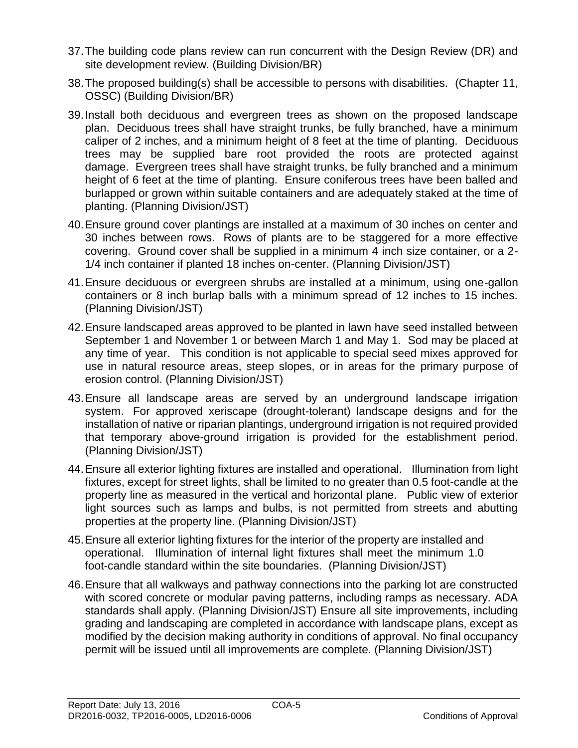37. The building code plans review can run concurrent with the Design Review (DR) and site development review. (Building Division/BR)

38. The proposed building(s) shall be accessible to persons with disabilities. (Chapter 11, OSSC) (Building Division/BR)

39. Install both deciduous and evergreen trees as shown on the proposed landscape plan. Deciduous trees shall have straight trunks, be fully branched, have a minimum caliper of 2 inches, and a minimum height of 8 feet at the time of planting. Deciduous trees may be supplied bare root provided the roots are protected against damage. Evergreen trees shall have straight trunks, be fully branched and a minimum height of 6 feet at the time of planting. Ensure coniferous trees have been balled and burlapped or grown within suitable containers and are adequately staked at the time of planting. (Planning Division/JST)

40. Ensure ground cover plantings are installed at a maximum of 30 inches on center and 30 inches between rows. Rows of plants are to be staggered for a more effective covering. Ground cover shall be supplied in a minimum 4 inch size container, or a 2-1/4 inch container if planted 18 inches on-center. (Planning Division/JST)

41. Ensure deciduous or evergreen shrubs are installed at a minimum, using one-gallon containers or 8 inch burlap balls with a minimum spread of 12 inches to 15 inches. (Planning Division/JST)

42. Ensure landscaped areas approved to be planted in lawn have seed installed between September 1 and November 1 or between March 1 and May 1. Sod may be placed at any time of year. This condition is not applicable to special seed mixes approved for use in natural resource areas, steep slopes, or in areas for the primary purpose of erosion control. (Planning Division/JST)

43. Ensure all landscape areas are served by an underground landscape irrigation system. For approved xeriscape (drought-tolerant) landscape designs and for the installation of native or riparian plantings, underground irrigation is not required provided that temporary above-ground irrigation is provided for the establishment period. (Planning Division/JST)

44. Ensure all exterior lighting fixtures are installed and operational. Illumination from light fixtures, except for street lights, shall be limited to no greater than 0.5 foot-candle at the property line as measured in the vertical and horizontal plane. Public view of exterior light sources such as lamps and bulbs, is not permitted from streets and abutting properties at the property line. (Planning Division/JST)

45. Ensure all exterior lighting fixtures for the interior of the property are installed and operational. Illumination of internal light fixtures shall meet the minimum 1.0 foot-candle standard within the site boundaries. (Planning Division/JST)

46. Ensure that all walkways and pathway connections into the parking lot are constructed with scored concrete or modular paving patterns, including ramps as necessary. ADA standards shall apply. (Planning Division/JST) Ensure all site improvements, including grading and landscaping are completed in accordance with landscape plans, except as modified by the decision making authority in conditions of approval. No final occupancy permit will be issued until all improvements are complete. (Planning Division/JST)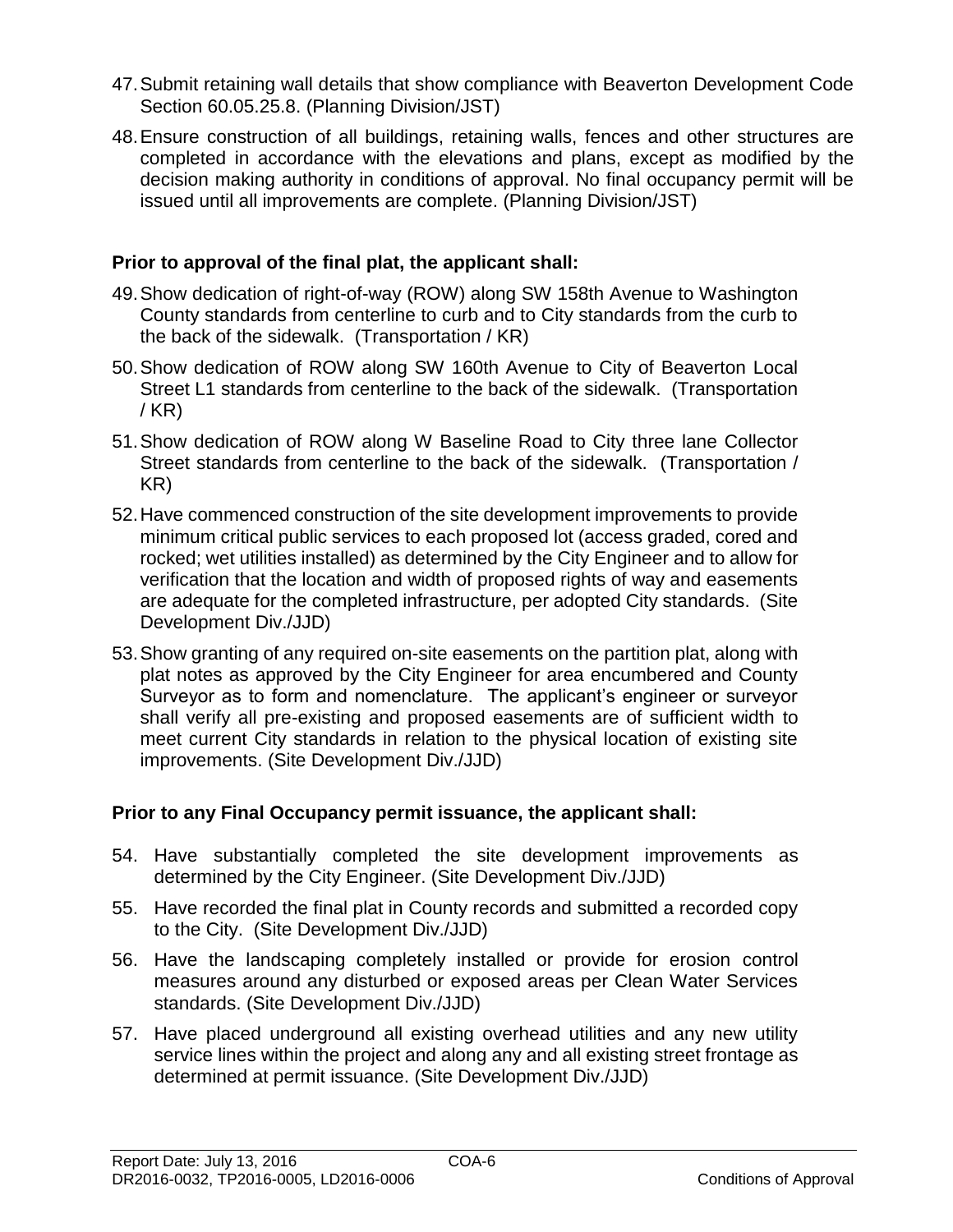47. Submit retaining wall details that show compliance with Beaverton Development Code Section 60.05.25.8. (Planning Division/JST)

48. Ensure construction of all buildings, retaining walls, fences and other structures are completed in accordance with the elevations and plans, except as modified by the decision making authority in conditions of approval. No final occupancy permit will be issued until all improvements are complete. (Planning Division/JST)

**Prior to approval of the final plat, the applicant shall:**

49. Show dedication of right-of-way (ROW) along SW 158th Avenue to Washington County standards from centerline to curb and to City standards from the curb to the back of the sidewalk. (Transportation / KR)

50. Show dedication of ROW along SW 160th Avenue to City of Beaverton Local Street L1 standards from centerline to the back of the sidewalk. (Transportation / KR)

51. Show dedication of ROW along W Baseline Road to City three lane Collector Street standards from centerline to the back of the sidewalk. (Transportation / KR)

52. Have commenced construction of the site development improvements to provide minimum critical public services to each proposed lot (access graded, cored and rocked; wet utilities installed) as determined by the City Engineer and to allow for verification that the location and width of proposed rights of way and easements are adequate for the completed infrastructure, per adopted City standards. (Site Development Div./JJD)

53. Show granting of any required on-site easements on the partition plat, along with plat notes as approved by the City Engineer for area encumbered and County Surveyor as to form and nomenclature. The applicant's engineer or surveyor shall verify all pre-existing and proposed easements are of sufficient width to meet current City standards in relation to the physical location of existing site improvements. (Site Development Div./JJD)

**Prior to any Final Occupancy permit issuance, the applicant shall:**

54. Have substantially completed the site development improvements as determined by the City Engineer. (Site Development Div./JJD)

55. Have recorded the final plat in County records and submitted a recorded copy to the City. (Site Development Div./JJD)

56. Have the landscaping completely installed or provide for erosion control measures around any disturbed or exposed areas per Clean Water Services standards. (Site Development Div./JJD)

57. Have placed underground all existing overhead utilities and any new utility service lines within the project and along any and all existing street frontage as determined at permit issuance. (Site Development Div./JJD)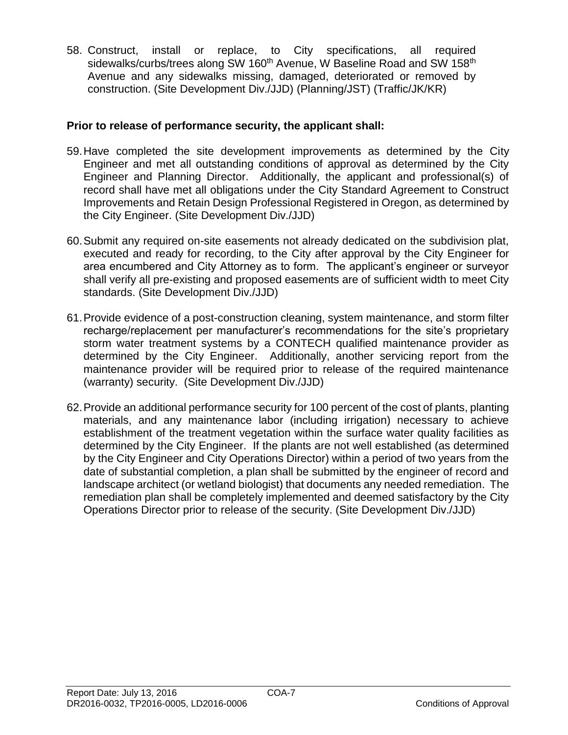58. Construct, install or replace, to City specifications, all required sidewalks/curbs/trees along SW 160th Avenue, W Baseline Road and SW 158th Avenue and any sidewalks missing, damaged, deteriorated or removed by construction. (Site Development Div./JJD) (Planning/JST) (Traffic/JK/KR)

**Prior to release of performance security, the applicant shall:**

59. Have completed the site development improvements as determined by the City Engineer and met all outstanding conditions of approval as determined by the City Engineer and Planning Director. Additionally, the applicant and professional(s) of record shall have met all obligations under the City Standard Agreement to Construct Improvements and Retain Design Professional Registered in Oregon, as determined by the City Engineer. (Site Development Div./JJD)

60. Submit any required on-site easements not already dedicated on the subdivision plat, executed and ready for recording, to the City after approval by the City Engineer for area encumbered and City Attorney as to form. The applicant's engineer or surveyor shall verify all pre-existing and proposed easements are of sufficient width to meet City standards. (Site Development Div./JJD)

61. Provide evidence of a post-construction cleaning, system maintenance, and storm filter recharge/replacement per manufacturer's recommendations for the site's proprietary storm water treatment systems by a CONTECH qualified maintenance provider as determined by the City Engineer. Additionally, another servicing report from the maintenance provider will be required prior to release of the required maintenance (warranty) security. (Site Development Div./JJD)

62. Provide an additional performance security for 100 percent of the cost of plants, planting materials, and any maintenance labor (including irrigation) necessary to achieve establishment of the treatment vegetation within the surface water quality facilities as determined by the City Engineer. If the plants are not well established (as determined by the City Engineer and City Operations Director) within a period of two years from the date of substantial completion, a plan shall be submitted by the engineer of record and landscape architect (or wetland biologist) that documents any needed remediation. The remediation plan shall be completely implemented and deemed satisfactory by the City Operations Director prior to release of the security. (Site Development Div./JJD)